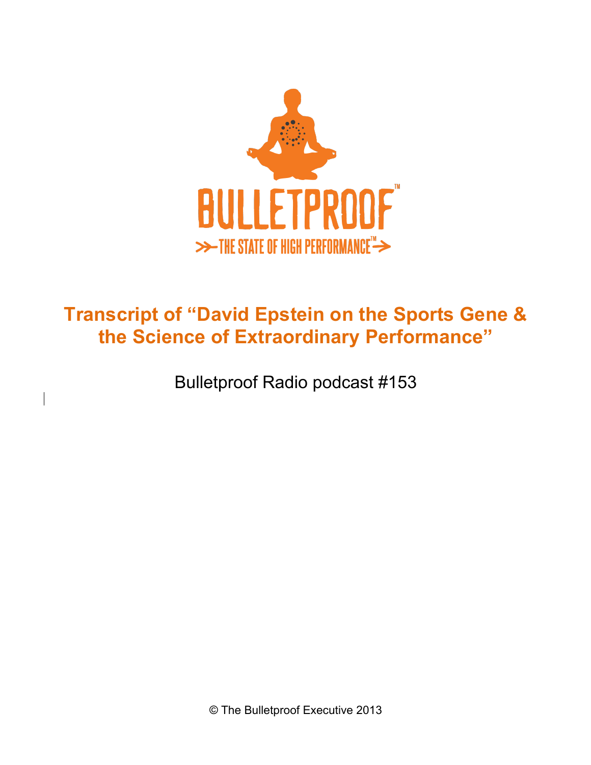BULLETPROOF™

THE STATE OF HIGH PERFORMANCE™

# Transcript of "David Epstein on the Sports Gene & the Science of Extraordinary Performance"

Bulletproof Radio podcast #153

© The Bulletproof Executive 2013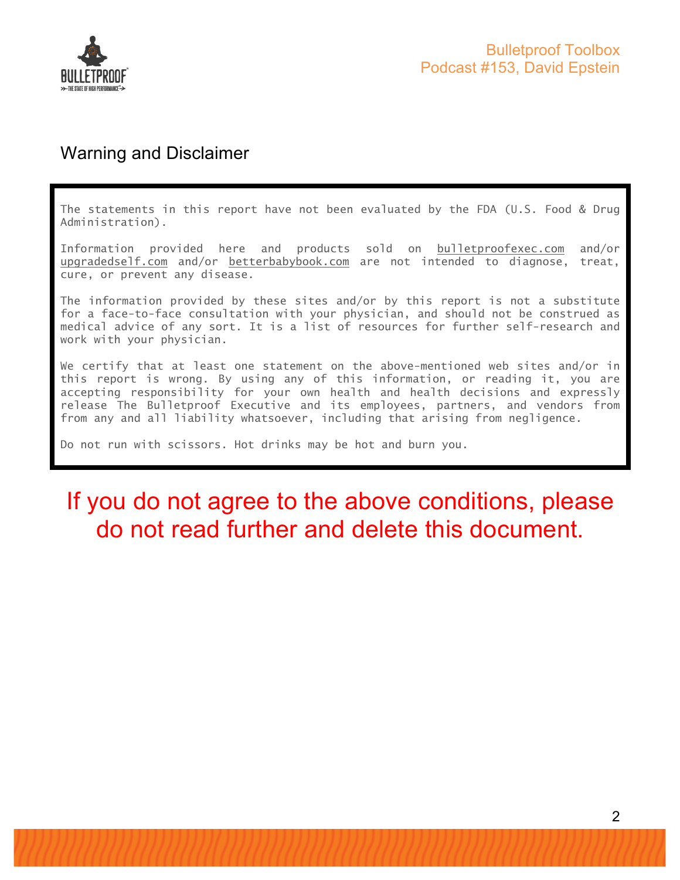## Warning and Disclaimer

The statements in this report have not been evaluated by the FDA (U.S. Food & Drug Administration).

Information provided here and products sold on bulletproofexec.com and/or upgradedself.com and/or betterbabybook.com are not intended to diagnose, treat, cure, or prevent any disease.

The information provided by these sites and/or by this report is not a substitute for a face-to-face consultation with your physician, and should not be construed as medical advice of any sort. It is a list of resources for further self-research and work with your physician.

We certify that at least one statement on the above-mentioned web sites and/or in this report is wrong. By using any of this information, or reading it, you are accepting responsibility for your own health and health decisions and expressly release The Bulletproof Executive and its employees, partners, and vendors from from any and all liability whatsoever, including that arising from negligence.

Do not run with scissors. Hot drinks may be hot and burn you.

**If you do not agree to the above conditions, please do not read further and delete this document.**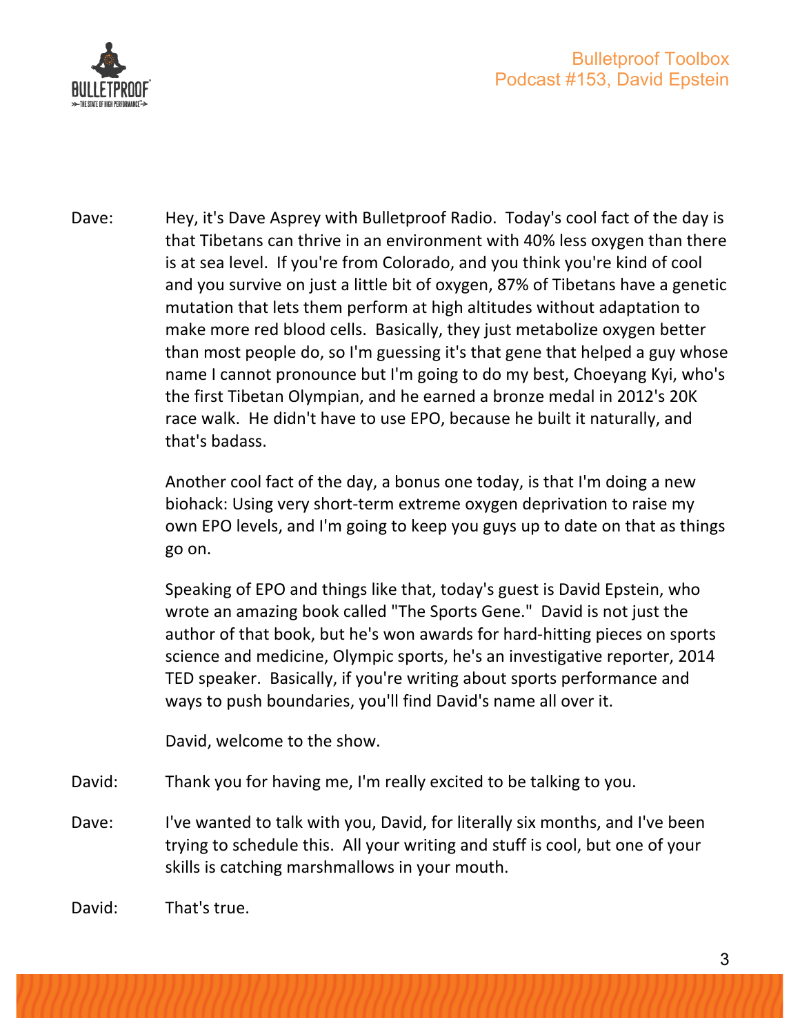Dave: Hey, it's Dave Asprey with Bulletproof Radio. Today's cool fact of the day is that Tibetans can thrive in an environment with 40% less oxygen than there is at sea level. If you're from Colorado, and you think you're kind of cool and you survive on just a little bit of oxygen, 87% of Tibetans have a genetic mutation that lets them perform at high altitudes without adaptation to make more red blood cells. Basically, they just metabolize oxygen better than most people do, so I'm guessing it's that gene that helped a guy whose name I cannot pronounce but I'm going to do my best, Choeyang Kyi, who's the first Tibetan Olympian, and he earned a bronze medal in 2012's 20K race walk. He didn't have to use EPO, because he built it naturally, and that's badass.

Another cool fact of the day, a bonus one today, is that I'm doing a new biohack: Using very short-term extreme oxygen deprivation to raise my own EPO levels, and I'm going to keep you guys up to date on that as things go on.

Speaking of EPO and things like that, today's guest is David Epstein, who wrote an amazing book called "The Sports Gene." David is not just the author of that book, but he's won awards for hard-hitting pieces on sports science and medicine, Olympic sports, he's an investigative reporter, 2014 TED speaker. Basically, if you're writing about sports performance and ways to push boundaries, you'll find David's name all over it.

David, welcome to the show.

David: Thank you for having me, I'm really excited to be talking to you.

Dave: I've wanted to talk with you, David, for literally six months, and I've been trying to schedule this. All your writing and stuff is cool, but one of your skills is catching marshmallows in your mouth.

David: That's true.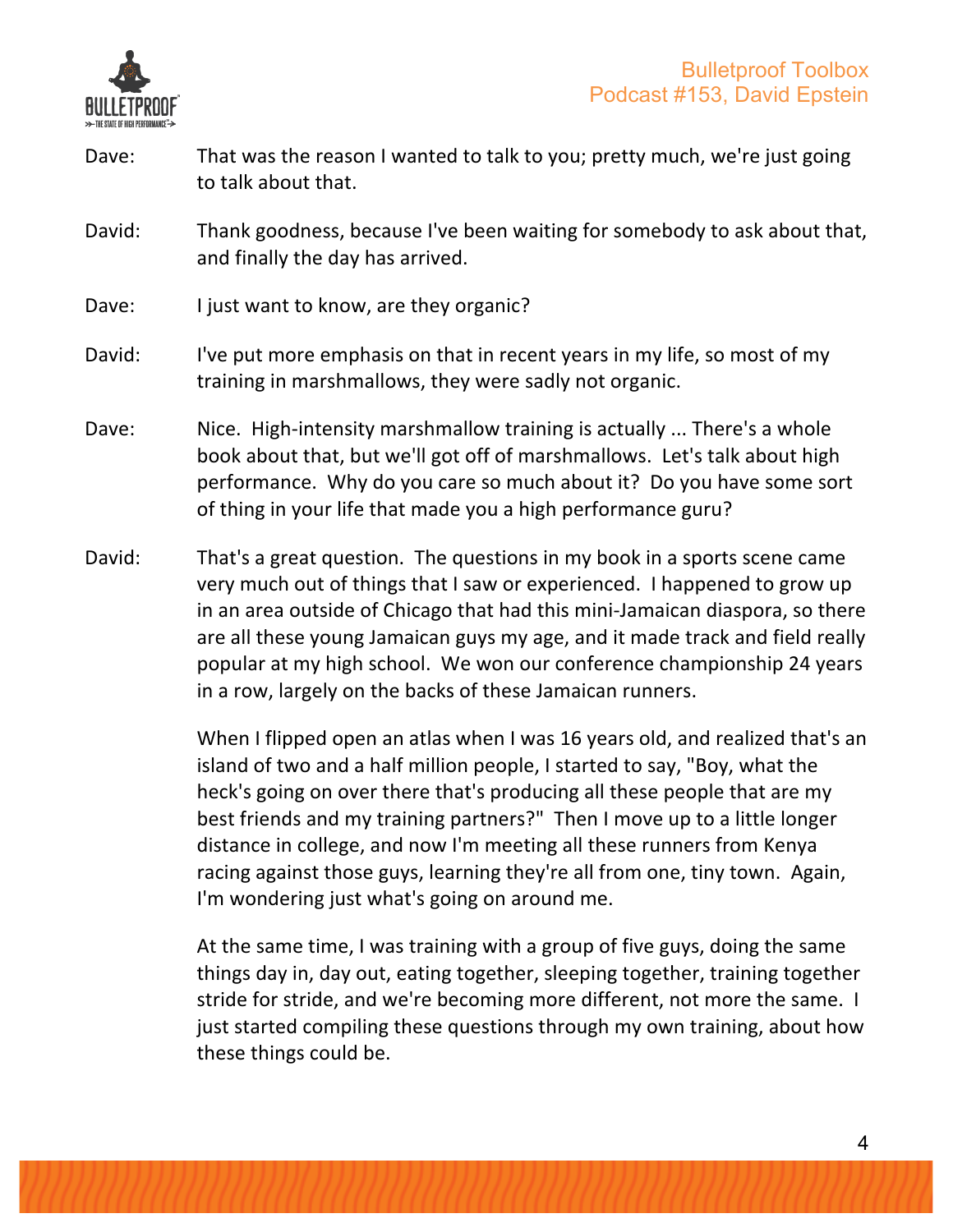Dave: That was the reason I wanted to talk to you; pretty much, we're just going to talk about that.

David: Thank goodness, because I've been waiting for somebody to ask about that, and finally the day has arrived.

Dave: I just want to know, are they organic?

David: I've put more emphasis on that in recent years in my life, so most of my training in marshmallows, they were sadly not organic.

Dave: Nice. High-intensity marshmallow training is actually ... There's a whole book about that, but we'll got off of marshmallows. Let's talk about high performance. Why do you care so much about it? Do you have some sort of thing in your life that made you a high performance guru?

David: That's a great question. The questions in my book in a sports scene came very much out of things that I saw or experienced. I happened to grow up in an area outside of Chicago that had this mini-Jamaican diaspora, so there are all these young Jamaican guys my age, and it made track and field really popular at my high school. We won our conference championship 24 years in a row, largely on the backs of these Jamaican runners.

When I flipped open an atlas when I was 16 years old, and realized that's an island of two and a half million people, I started to say, "Boy, what the heck's going on over there that's producing all these people that are my best friends and my training partners?" Then I move up to a little longer distance in college, and now I'm meeting all these runners from Kenya racing against those guys, learning they're all from one, tiny town. Again, I'm wondering just what's going on around me.

At the same time, I was training with a group of five guys, doing the same things day in, day out, eating together, sleeping together, training together stride for stride, and we're becoming more different, not more the same. I just started compiling these questions through my own training, about how these things could be.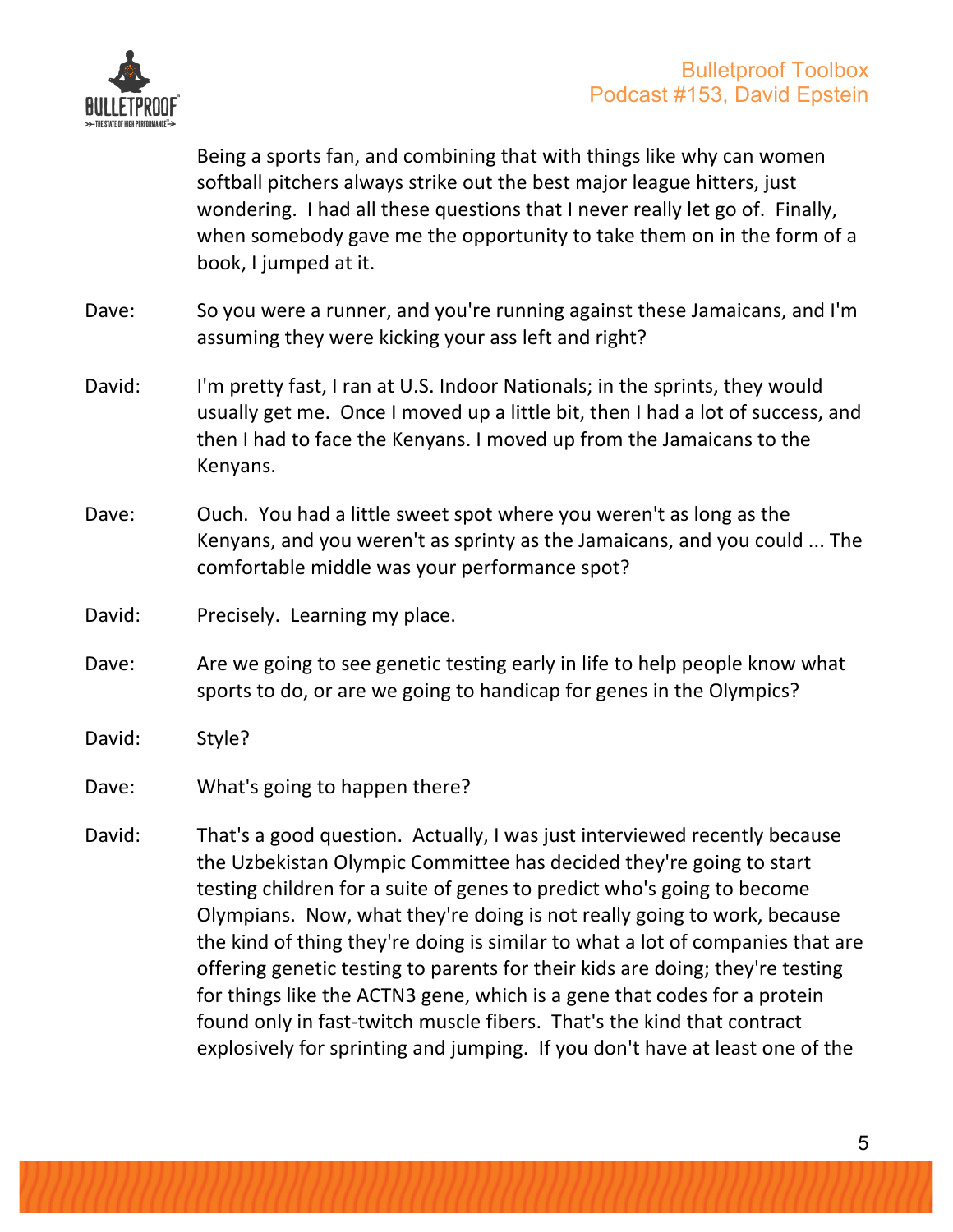Being a sports fan, and combining that with things like why can women softball pitchers always strike out the best major league hitters, just wondering. I had all these questions that I never really let go of. Finally, when somebody gave me the opportunity to take them on in the form of a book, I jumped at it.

Dave: So you were a runner, and you're running against these Jamaicans, and I'm assuming they were kicking your ass left and right?

David: I'm pretty fast, I ran at U.S. Indoor Nationals; in the sprints, they would usually get me. Once I moved up a little bit, then I had a lot of success, and then I had to face the Kenyans. I moved up from the Jamaicans to the Kenyans.

Dave: Ouch. You had a little sweet spot where you weren't as long as the Kenyans, and you weren't as sprinty as the Jamaicans, and you could ... The comfortable middle was your performance spot?

David: Precisely. Learning my place.

Dave: Are we going to see genetic testing early in life to help people know what sports to do, or are we going to handicap for genes in the Olympics?

David: Style?

Dave: What's going to happen there?

David: That's a good question. Actually, I was just interviewed recently because the Uzbekistan Olympic Committee has decided they're going to start testing children for a suite of genes to predict who's going to become Olympians. Now, what they're doing is not really going to work, because the kind of thing they're doing is similar to what a lot of companies that are offering genetic testing to parents for their kids are doing; they're testing for things like the ACTN3 gene, which is a gene that codes for a protein found only in fast-twitch muscle fibers. That's the kind that contract explosively for sprinting and jumping. If you don't have at least one of the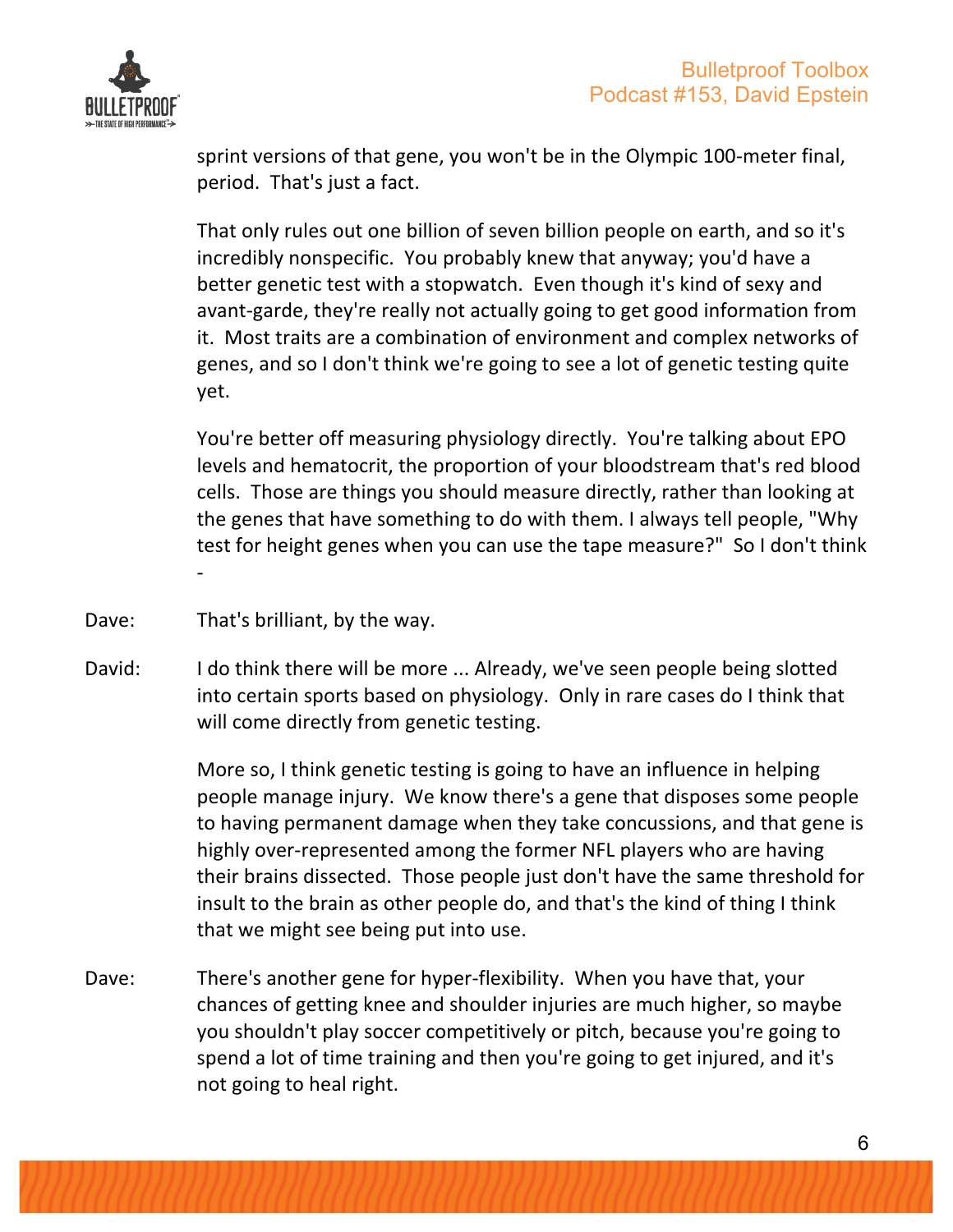sprint versions of that gene, you won't be in the Olympic 100-meter final, period. That's just a fact.

That only rules out one billion of seven billion people on earth, and so it's incredibly nonspecific. You probably knew that anyway; you'd have a better genetic test with a stopwatch. Even though it's kind of sexy and avant-garde, they're really not actually going to get good information from it. Most traits are a combination of environment and complex networks of genes, and so I don't think we're going to see a lot of genetic testing quite yet.

You're better off measuring physiology directly. You're talking about EPO levels and hematocrit, the proportion of your bloodstream that's red blood cells. Those are things you should measure directly, rather than looking at the genes that have something to do with them. I always tell people, "Why test for height genes when you can use the tape measure?" So I don't think -

Dave: That's brilliant, by the way.

David: I do think there will be more ... Already, we've seen people being slotted into certain sports based on physiology. Only in rare cases do I think that will come directly from genetic testing.

More so, I think genetic testing is going to have an influence in helping people manage injury. We know there's a gene that disposes some people to having permanent damage when they take concussions, and that gene is highly over-represented among the former NFL players who are having their brains dissected. Those people just don't have the same threshold for insult to the brain as other people do, and that's the kind of thing I think that we might see being put into use.

Dave: There's another gene for hyper-flexibility. When you have that, your chances of getting knee and shoulder injuries are much higher, so maybe you shouldn't play soccer competitively or pitch, because you're going to spend a lot of time training and then you're going to get injured, and it's not going to heal right.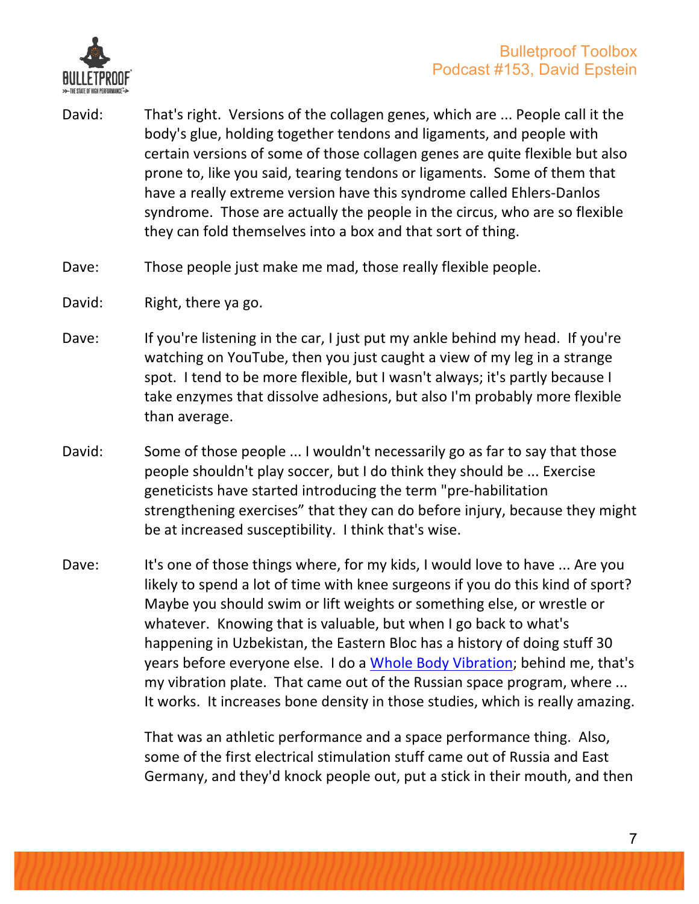David: That's right. Versions of the collagen genes, which are ... People call it the body's glue, holding together tendons and ligaments, and people with certain versions of some of those collagen genes are quite flexible but also prone to, like you said, tearing tendons or ligaments. Some of them that have a really extreme version have this syndrome called Ehlers-Danlos syndrome. Those are actually the people in the circus, who are so flexible they can fold themselves into a box and that sort of thing.

Dave: Those people just make me mad, those really flexible people.

David: Right, there ya go.

Dave: If you're listening in the car, I just put my ankle behind my head. If you're watching on YouTube, then you just caught a view of my leg in a strange spot. I tend to be more flexible, but I wasn't always; it's partly because I take enzymes that dissolve adhesions, but also I'm probably more flexible than average.

David: Some of those people ... I wouldn't necessarily go as far to say that those people shouldn't play soccer, but I do think they should be ... Exercise geneticists have started introducing the term "pre-habilitation strengthening exercises" that they can do before injury, because they might be at increased susceptibility. I think that's wise.

Dave: It's one of those things where, for my kids, I would love to have ... Are you likely to spend a lot of time with knee surgeons if you do this kind of sport? Maybe you should swim or lift weights or something else, or wrestle or whatever. Knowing that is valuable, but when I go back to what's happening in Uzbekistan, the Eastern Bloc has a history of doing stuff 30 years before everyone else. I do a Whole Body Vibration; behind me, that's my vibration plate. That came out of the Russian space program, where ... It works. It increases bone density in those studies, which is really amazing.

That was an athletic performance and a space performance thing. Also, some of the first electrical stimulation stuff came out of Russia and East Germany, and they'd knock people out, put a stick in their mouth, and then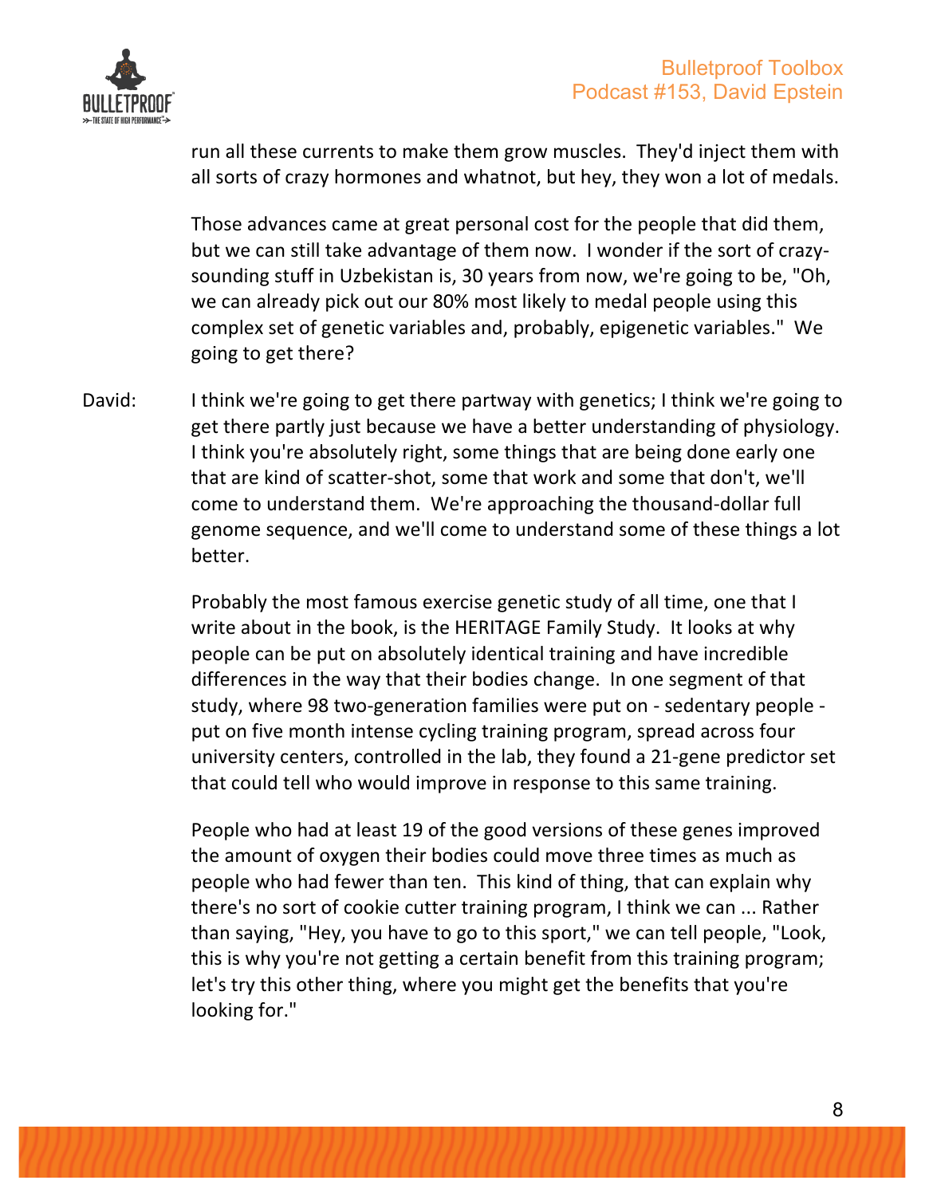run all these currents to make them grow muscles. They'd inject them with all sorts of crazy hormones and whatnot, but hey, they won a lot of medals.

Those advances came at great personal cost for the people that did them, but we can still take advantage of them now. I wonder if the sort of crazy-sounding stuff in Uzbekistan is, 30 years from now, we're going to be, "Oh, we can already pick out our 80% most likely to medal people using this complex set of genetic variables and, probably, epigenetic variables." We going to get there?

David: I think we're going to get there partway with genetics; I think we're going to get there partly just because we have a better understanding of physiology. I think you're absolutely right, some things that are being done early one that are kind of scatter-shot, some that work and some that don't, we'll come to understand them. We're approaching the thousand-dollar full genome sequence, and we'll come to understand some of these things a lot better.

Probably the most famous exercise genetic study of all time, one that I write about in the book, is the HERITAGE Family Study. It looks at why people can be put on absolutely identical training and have incredible differences in the way that their bodies change. In one segment of that study, where 98 two-generation families were put on - sedentary people - put on five month intense cycling training program, spread across four university centers, controlled in the lab, they found a 21-gene predictor set that could tell who would improve in response to this same training.

People who had at least 19 of the good versions of these genes improved the amount of oxygen their bodies could move three times as much as people who had fewer than ten. This kind of thing, that can explain why there's no sort of cookie cutter training program, I think we can ... Rather than saying, "Hey, you have to go to this sport," we can tell people, "Look, this is why you're not getting a certain benefit from this training program; let's try this other thing, where you might get the benefits that you're looking for."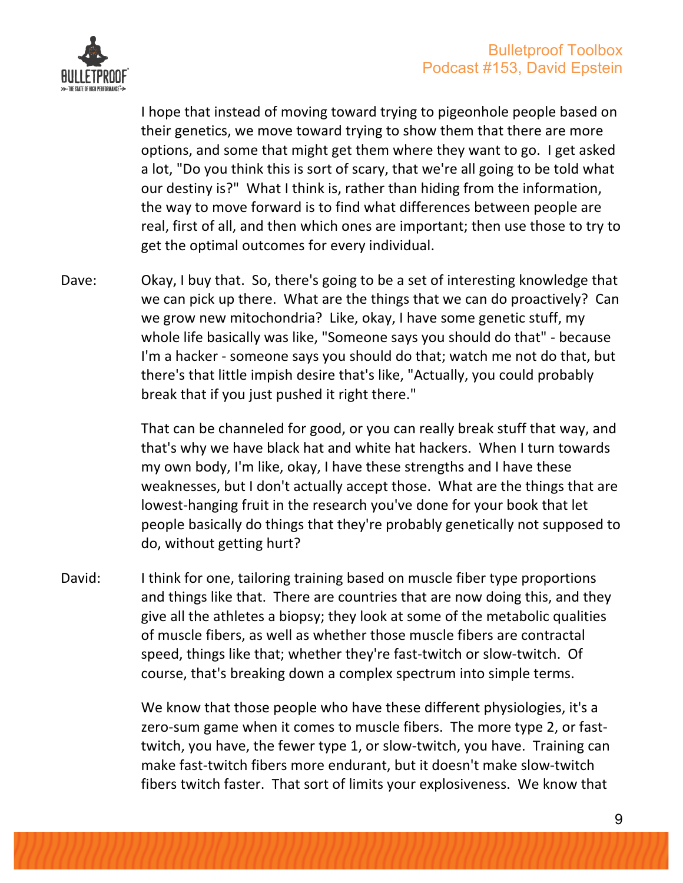I hope that instead of moving toward trying to pigeonhole people based on their genetics, we move toward trying to show them that there are more options, and some that might get them where they want to go. I get asked a lot, "Do you think this is sort of scary, that we're all going to be told what our destiny is?" What I think is, rather than hiding from the information, the way to move forward is to find what differences between people are real, first of all, and then which ones are important; then use those to try to get the optimal outcomes for every individual.

Dave: Okay, I buy that. So, there's going to be a set of interesting knowledge that we can pick up there. What are the things that we can do proactively? Can we grow new mitochondria? Like, okay, I have some genetic stuff, my whole life basically was like, "Someone says you should do that" - because I'm a hacker - someone says you should do that; watch me not do that, but there's that little impish desire that's like, "Actually, you could probably break that if you just pushed it right there."

That can be channeled for good, or you can really break stuff that way, and that's why we have black hat and white hat hackers. When I turn towards my own body, I'm like, okay, I have these strengths and I have these weaknesses, but I don't actually accept those. What are the things that are lowest-hanging fruit in the research you've done for your book that let people basically do things that they're probably genetically not supposed to do, without getting hurt?

David: I think for one, tailoring training based on muscle fiber type proportions and things like that. There are countries that are now doing this, and they give all the athletes a biopsy; they look at some of the metabolic qualities of muscle fibers, as well as whether those muscle fibers are contractal speed, things like that; whether they're fast-twitch or slow-twitch. Of course, that's breaking down a complex spectrum into simple terms.

We know that those people who have these different physiologies, it's a zero-sum game when it comes to muscle fibers. The more type 2, or fast-twitch, you have, the fewer type 1, or slow-twitch, you have. Training can make fast-twitch fibers more endurant, but it doesn't make slow-twitch fibers twitch faster. That sort of limits your explosiveness. We know that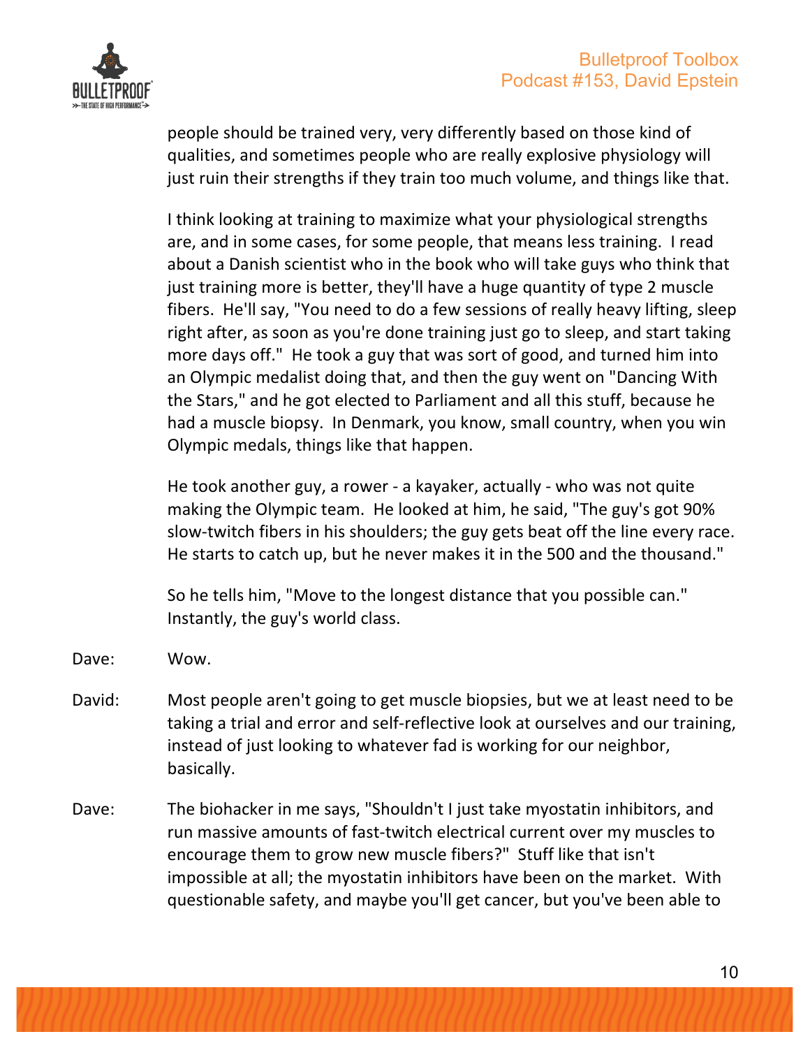people should be trained very, very differently based on those kind of qualities, and sometimes people who are really explosive physiology will just ruin their strengths if they train too much volume, and things like that.

I think looking at training to maximize what your physiological strengths are, and in some cases, for some people, that means less training. I read about a Danish scientist who in the book who will take guys who think that just training more is better, they'll have a huge quantity of type 2 muscle fibers. He'll say, "You need to do a few sessions of really heavy lifting, sleep right after, as soon as you're done training just go to sleep, and start taking more days off." He took a guy that was sort of good, and turned him into an Olympic medalist doing that, and then the guy went on "Dancing With the Stars," and he got elected to Parliament and all this stuff, because he had a muscle biopsy. In Denmark, you know, small country, when you win Olympic medals, things like that happen.

He took another guy, a rower - a kayaker, actually - who was not quite making the Olympic team. He looked at him, he said, "The guy's got 90% slow-twitch fibers in his shoulders; the guy gets beat off the line every race. He starts to catch up, but he never makes it in the 500 and the thousand."

So he tells him, "Move to the longest distance that you possible can." Instantly, the guy's world class.

Dave: Wow.

David: Most people aren't going to get muscle biopsies, but we at least need to be taking a trial and error and self-reflective look at ourselves and our training, instead of just looking to whatever fad is working for our neighbor, basically.

Dave: The biohacker in me says, "Shouldn't I just take myostatin inhibitors, and run massive amounts of fast-twitch electrical current over my muscles to encourage them to grow new muscle fibers?" Stuff like that isn't impossible at all; the myostatin inhibitors have been on the market. With questionable safety, and maybe you'll get cancer, but you've been able to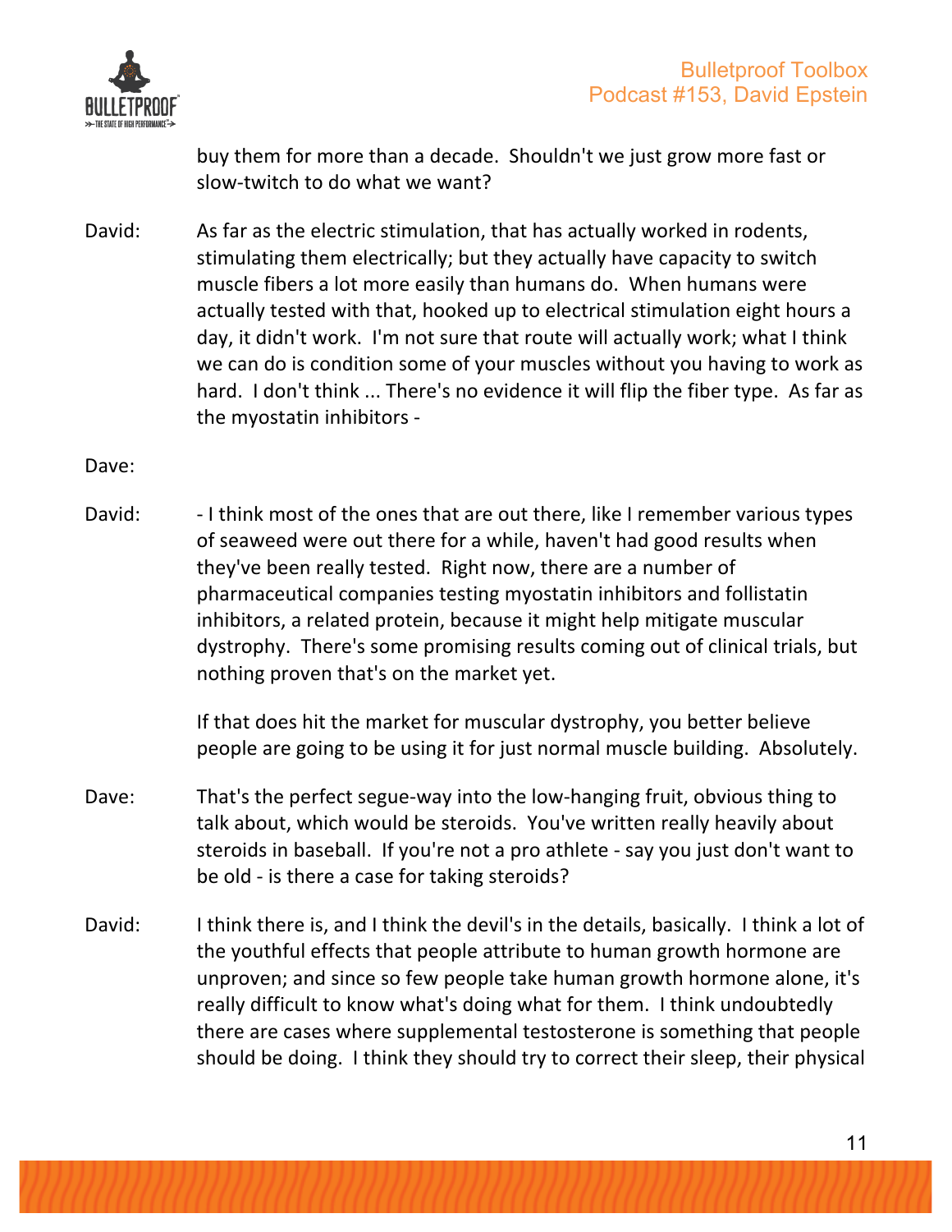buy them for more than a decade. Shouldn't we just grow more fast or slow-twitch to do what we want?

David: As far as the electric stimulation, that has actually worked in rodents, stimulating them electrically; but they actually have capacity to switch muscle fibers a lot more easily than humans do. When humans were actually tested with that, hooked up to electrical stimulation eight hours a day, it didn't work. I'm not sure that route will actually work; what I think we can do is condition some of your muscles without you having to work as hard. I don't think ... There's no evidence it will flip the fiber type. As far as the myostatin inhibitors -

Dave:

David: - I think most of the ones that are out there, like I remember various types of seaweed were out there for a while, haven't had good results when they've been really tested. Right now, there are a number of pharmaceutical companies testing myostatin inhibitors and follistatin inhibitors, a related protein, because it might help mitigate muscular dystrophy. There's some promising results coming out of clinical trials, but nothing proven that's on the market yet.

If that does hit the market for muscular dystrophy, you better believe people are going to be using it for just normal muscle building. Absolutely.

Dave: That's the perfect segue-way into the low-hanging fruit, obvious thing to talk about, which would be steroids. You've written really heavily about steroids in baseball. If you're not a pro athlete - say you just don't want to be old - is there a case for taking steroids?

David: I think there is, and I think the devil's in the details, basically. I think a lot of the youthful effects that people attribute to human growth hormone are unproven; and since so few people take human growth hormone alone, it's really difficult to know what's doing what for them. I think undoubtedly there are cases where supplemental testosterone is something that people should be doing. I think they should try to correct their sleep, their physical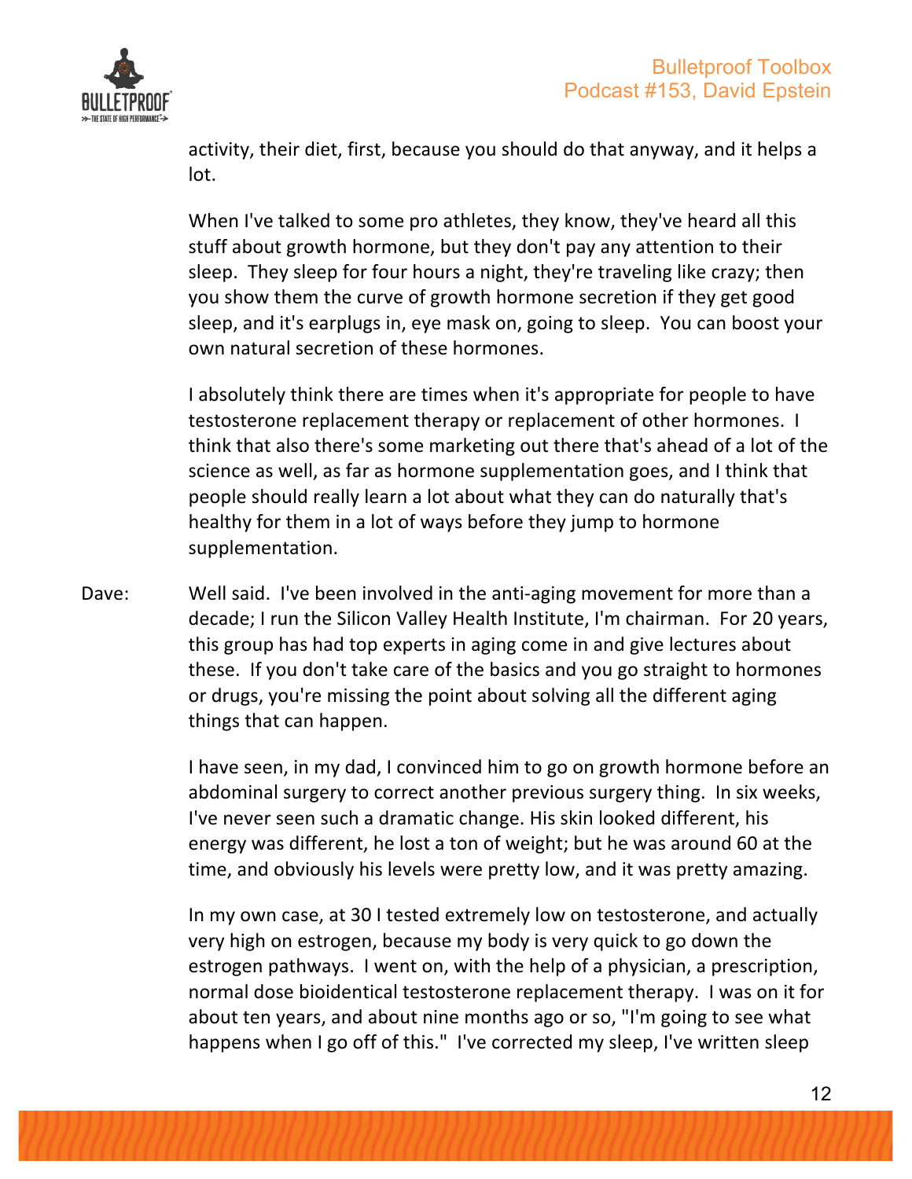activity, their diet, first, because you should do that anyway, and it helps a lot.

When I've talked to some pro athletes, they know, they've heard all this stuff about growth hormone, but they don't pay any attention to their sleep. They sleep for four hours a night, they're traveling like crazy; then you show them the curve of growth hormone secretion if they get good sleep, and it's earplugs in, eye mask on, going to sleep. You can boost your own natural secretion of these hormones.

I absolutely think there are times when it's appropriate for people to have testosterone replacement therapy or replacement of other hormones. I think that also there's some marketing out there that's ahead of a lot of the science as well, as far as hormone supplementation goes, and I think that people should really learn a lot about what they can do naturally that's healthy for them in a lot of ways before they jump to hormone supplementation.

Dave: Well said. I've been involved in the anti-aging movement for more than a decade; I run the Silicon Valley Health Institute, I'm chairman. For 20 years, this group has had top experts in aging come in and give lectures about these. If you don't take care of the basics and you go straight to hormones or drugs, you're missing the point about solving all the different aging things that can happen.

I have seen, in my dad, I convinced him to go on growth hormone before an abdominal surgery to correct another previous surgery thing. In six weeks, I've never seen such a dramatic change. His skin looked different, his energy was different, he lost a ton of weight; but he was around 60 at the time, and obviously his levels were pretty low, and it was pretty amazing.

In my own case, at 30 I tested extremely low on testosterone, and actually very high on estrogen, because my body is very quick to go down the estrogen pathways. I went on, with the help of a physician, a prescription, normal dose bioidentical testosterone replacement therapy. I was on it for about ten years, and about nine months ago or so, "I'm going to see what happens when I go off of this." I've corrected my sleep, I've written sleep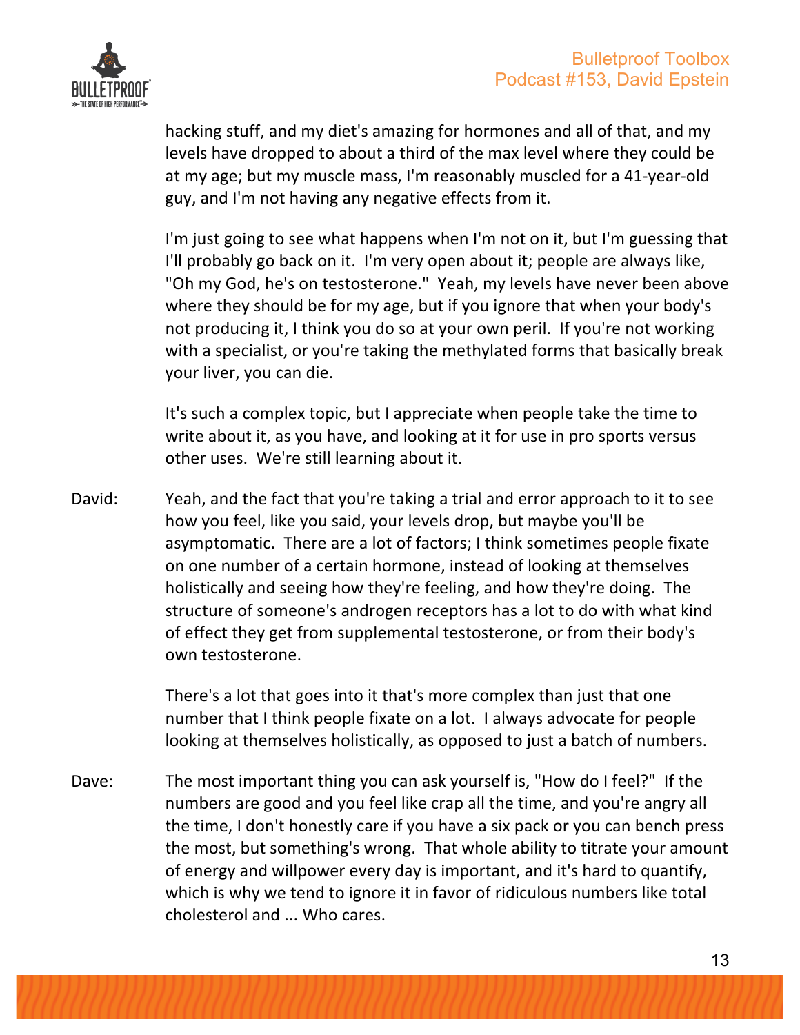hacking stuff, and my diet's amazing for hormones and all of that, and my levels have dropped to about a third of the max level where they could be at my age; but my muscle mass, I'm reasonably muscled for a 41-year-old guy, and I'm not having any negative effects from it.

I'm just going to see what happens when I'm not on it, but I'm guessing that I'll probably go back on it. I'm very open about it; people are always like, "Oh my God, he's on testosterone." Yeah, my levels have never been above where they should be for my age, but if you ignore that when your body's not producing it, I think you do so at your own peril. If you're not working with a specialist, or you're taking the methylated forms that basically break your liver, you can die.

It's such a complex topic, but I appreciate when people take the time to write about it, as you have, and looking at it for use in pro sports versus other uses. We're still learning about it.

David: Yeah, and the fact that you're taking a trial and error approach to it to see how you feel, like you said, your levels drop, but maybe you'll be asymptomatic. There are a lot of factors; I think sometimes people fixate on one number of a certain hormone, instead of looking at themselves holistically and seeing how they're feeling, and how they're doing. The structure of someone's androgen receptors has a lot to do with what kind of effect they get from supplemental testosterone, or from their body's own testosterone.

There's a lot that goes into it that's more complex than just that one number that I think people fixate on a lot. I always advocate for people looking at themselves holistically, as opposed to just a batch of numbers.

Dave: The most important thing you can ask yourself is, "How do I feel?" If the numbers are good and you feel like crap all the time, and you're angry all the time, I don't honestly care if you have a six pack or you can bench press the most, but something's wrong. That whole ability to titrate your amount of energy and willpower every day is important, and it's hard to quantify, which is why we tend to ignore it in favor of ridiculous numbers like total cholesterol and ... Who cares.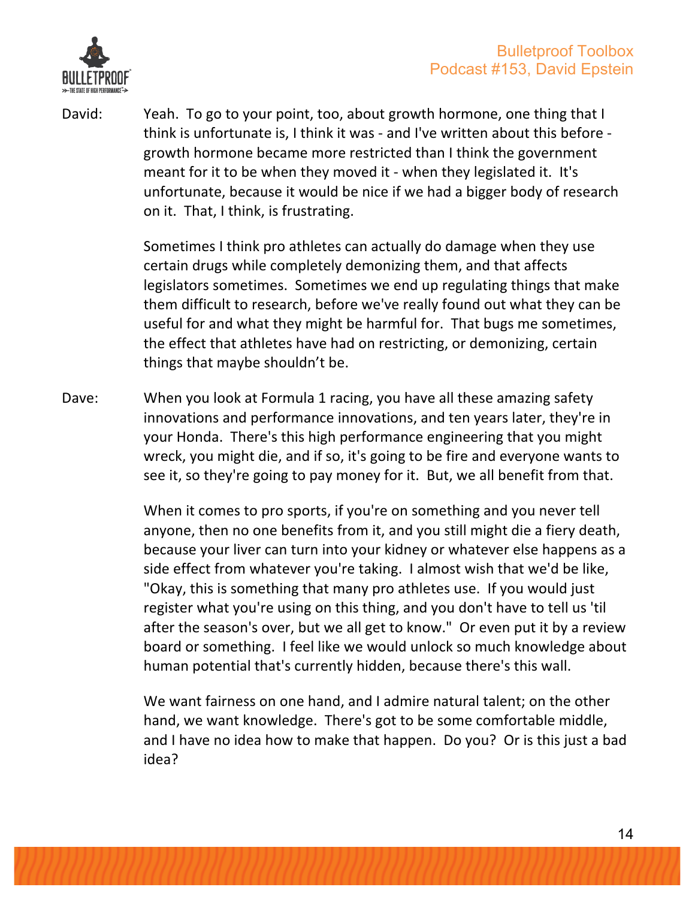David: Yeah. To go to your point, too, about growth hormone, one thing that I think is unfortunate is, I think it was - and I've written about this before - growth hormone became more restricted than I think the government meant for it to be when they moved it - when they legislated it. It's unfortunate, because it would be nice if we had a bigger body of research on it. That, I think, is frustrating.

Sometimes I think pro athletes can actually do damage when they use certain drugs while completely demonizing them, and that affects legislators sometimes. Sometimes we end up regulating things that make them difficult to research, before we've really found out what they can be useful for and what they might be harmful for. That bugs me sometimes, the effect that athletes have had on restricting, or demonizing, certain things that maybe shouldn't be.

Dave: When you look at Formula 1 racing, you have all these amazing safety innovations and performance innovations, and ten years later, they're in your Honda. There's this high performance engineering that you might wreck, you might die, and if so, it's going to be fire and everyone wants to see it, so they're going to pay money for it. But, we all benefit from that.

When it comes to pro sports, if you're on something and you never tell anyone, then no one benefits from it, and you still might die a fiery death, because your liver can turn into your kidney or whatever else happens as a side effect from whatever you're taking. I almost wish that we'd be like, "Okay, this is something that many pro athletes use. If you would just register what you're using on this thing, and you don't have to tell us 'til after the season's over, but we all get to know." Or even put it by a review board or something. I feel like we would unlock so much knowledge about human potential that's currently hidden, because there's this wall.

We want fairness on one hand, and I admire natural talent; on the other hand, we want knowledge. There's got to be some comfortable middle, and I have no idea how to make that happen. Do you? Or is this just a bad idea?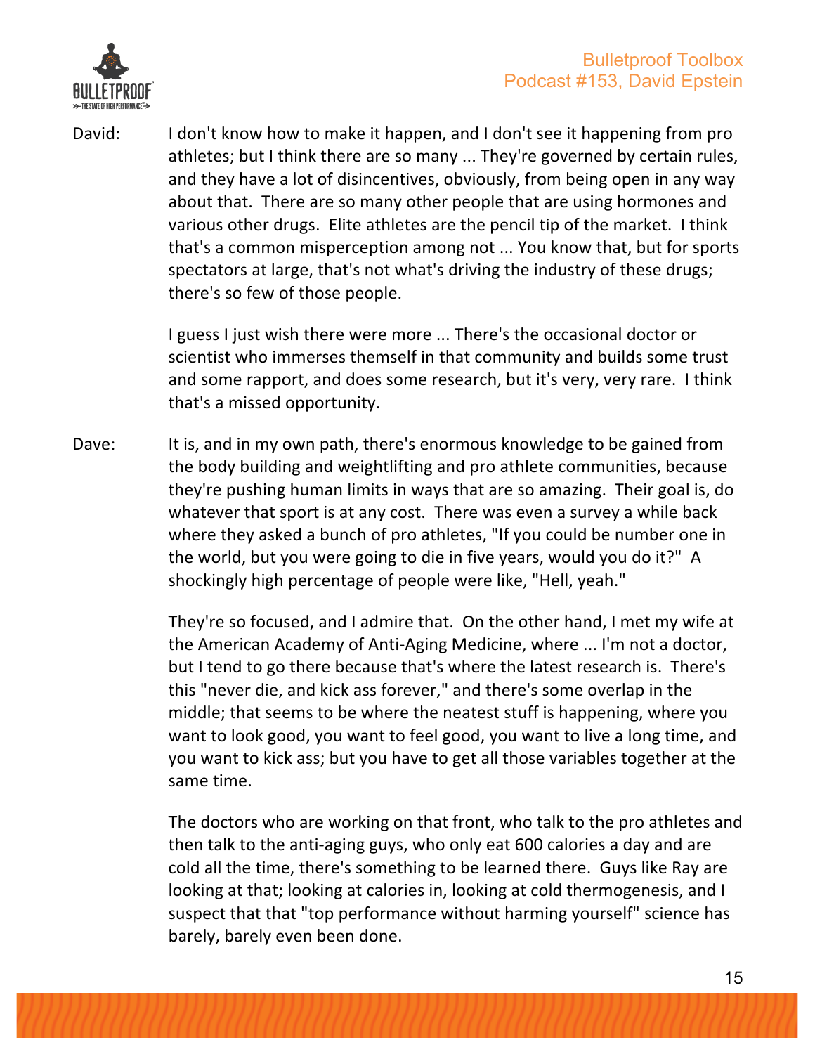David: I don't know how to make it happen, and I don't see it happening from pro athletes; but I think there are so many ... They're governed by certain rules, and they have a lot of disincentives, obviously, from being open in any way about that. There are so many other people that are using hormones and various other drugs. Elite athletes are the pencil tip of the market. I think that's a common misperception among not ... You know that, but for sports spectators at large, that's not what's driving the industry of these drugs; there's so few of those people.

I guess I just wish there were more ... There's the occasional doctor or scientist who immerses themself in that community and builds some trust and some rapport, and does some research, but it's very, very rare. I think that's a missed opportunity.

Dave: It is, and in my own path, there's enormous knowledge to be gained from the body building and weightlifting and pro athlete communities, because they're pushing human limits in ways that are so amazing. Their goal is, do whatever that sport is at any cost. There was even a survey a while back where they asked a bunch of pro athletes, "If you could be number one in the world, but you were going to die in five years, would you do it?" A shockingly high percentage of people were like, "Hell, yeah."

They're so focused, and I admire that. On the other hand, I met my wife at the American Academy of Anti-Aging Medicine, where ... I'm not a doctor, but I tend to go there because that's where the latest research is. There's this "never die, and kick ass forever," and there's some overlap in the middle; that seems to be where the neatest stuff is happening, where you want to look good, you want to feel good, you want to live a long time, and you want to kick ass; but you have to get all those variables together at the same time.

The doctors who are working on that front, who talk to the pro athletes and then talk to the anti-aging guys, who only eat 600 calories a day and are cold all the time, there's something to be learned there. Guys like Ray are looking at that; looking at calories in, looking at cold thermogenesis, and I suspect that that "top performance without harming yourself" science has barely, barely even been done.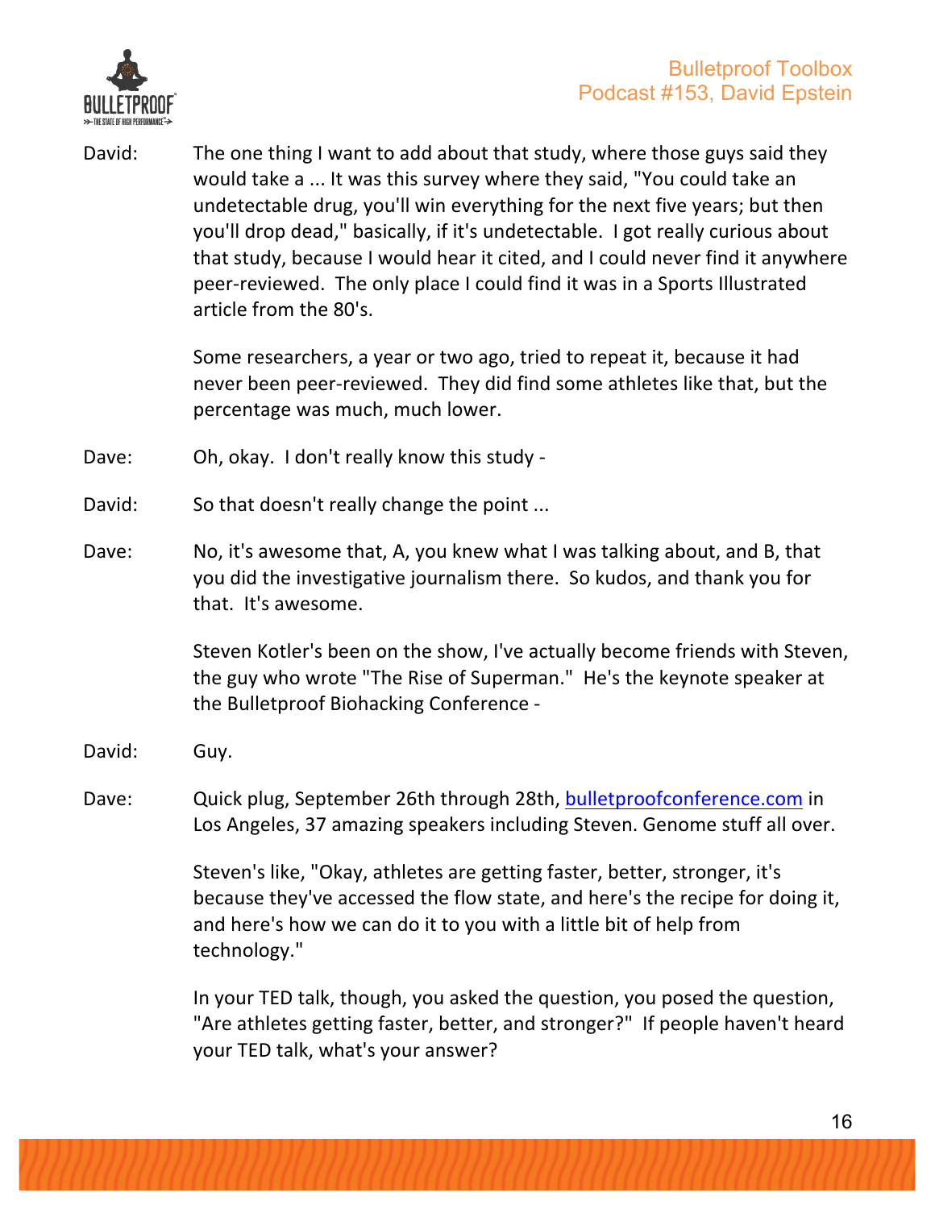David: The one thing I want to add about that study, where those guys said they would take a ... It was this survey where they said, "You could take an undetectable drug, you'll win everything for the next five years; but then you'll drop dead," basically, if it's undetectable. I got really curious about that study, because I would hear it cited, and I could never find it anywhere peer-reviewed. The only place I could find it was in a Sports Illustrated article from the 80's.

Some researchers, a year or two ago, tried to repeat it, because it had never been peer-reviewed. They did find some athletes like that, but the percentage was much, much lower.

Dave: Oh, okay. I don't really know this study -

David: So that doesn't really change the point ...

Dave: No, it's awesome that, A, you knew what I was talking about, and B, that you did the investigative journalism there. So kudos, and thank you for that. It's awesome.

Steven Kotler's been on the show, I've actually become friends with Steven, the guy who wrote "The Rise of Superman." He's the keynote speaker at the Bulletproof Biohacking Conference -

David: Guy.

Dave: Quick plug, September 26th through 28th, [bulletproofconference.com](bulletproofconference.com) in Los Angeles, 37 amazing speakers including Steven. Genome stuff all over.

Steven's like, "Okay, athletes are getting faster, better, stronger, it's because they've accessed the flow state, and here's the recipe for doing it, and here's how we can do it to you with a little bit of help from technology."

In your TED talk, though, you asked the question, you posed the question, "Are athletes getting faster, better, and stronger?" If people haven't heard your TED talk, what's your answer?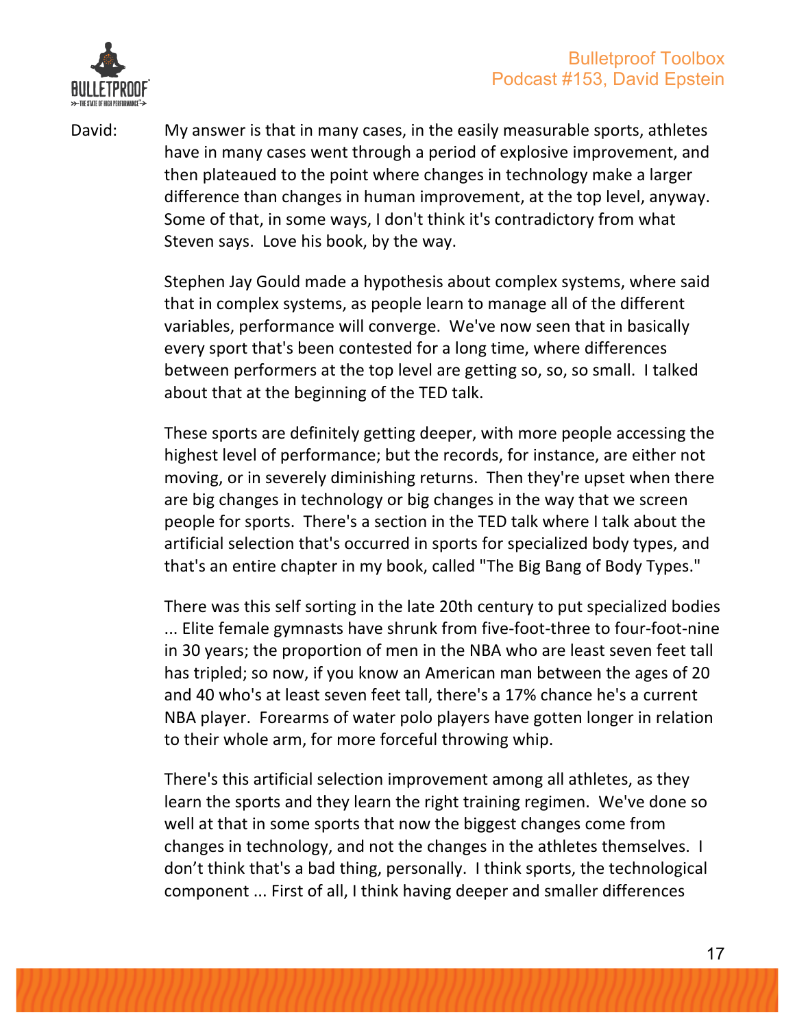David: My answer is that in many cases, in the easily measurable sports, athletes have in many cases went through a period of explosive improvement, and then plateaued to the point where changes in technology make a larger difference than changes in human improvement, at the top level, anyway. Some of that, in some ways, I don't think it's contradictory from what Steven says. Love his book, by the way.

Stephen Jay Gould made a hypothesis about complex systems, where said that in complex systems, as people learn to manage all of the different variables, performance will converge. We've now seen that in basically every sport that's been contested for a long time, where differences between performers at the top level are getting so, so, so small. I talked about that at the beginning of the TED talk.

These sports are definitely getting deeper, with more people accessing the highest level of performance; but the records, for instance, are either not moving, or in severely diminishing returns. Then they're upset when there are big changes in technology or big changes in the way that we screen people for sports. There's a section in the TED talk where I talk about the artificial selection that's occurred in sports for specialized body types, and that's an entire chapter in my book, called "The Big Bang of Body Types."

There was this self sorting in the late 20th century to put specialized bodies ... Elite female gymnasts have shrunk from five-foot-three to four-foot-nine in 30 years; the proportion of men in the NBA who are least seven feet tall has tripled; so now, if you know an American man between the ages of 20 and 40 who's at least seven feet tall, there's a 17% chance he's a current NBA player. Forearms of water polo players have gotten longer in relation to their whole arm, for more forceful throwing whip.

There's this artificial selection improvement among all athletes, as they learn the sports and they learn the right training regimen. We've done so well at that in some sports that now the biggest changes come from changes in technology, and not the changes in the athletes themselves. I don't think that's a bad thing, personally. I think sports, the technological component ... First of all, I think having deeper and smaller differences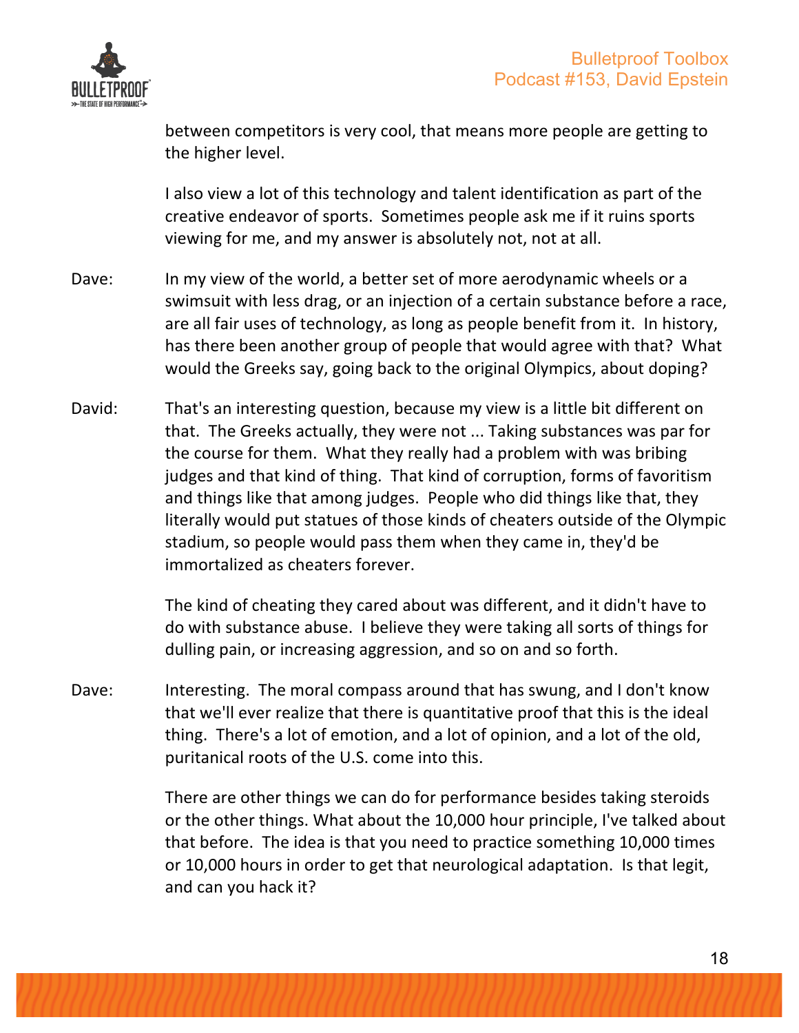between competitors is very cool, that means more people are getting to the higher level.

I also view a lot of this technology and talent identification as part of the creative endeavor of sports. Sometimes people ask me if it ruins sports viewing for me, and my answer is absolutely not, not at all.

Dave: In my view of the world, a better set of more aerodynamic wheels or a swimsuit with less drag, or an injection of a certain substance before a race, are all fair uses of technology, as long as people benefit from it. In history, has there been another group of people that would agree with that? What would the Greeks say, going back to the original Olympics, about doping?

David: That's an interesting question, because my view is a little bit different on that. The Greeks actually, they were not ... Taking substances was par for the course for them. What they really had a problem with was bribing judges and that kind of thing. That kind of corruption, forms of favoritism and things like that among judges. People who did things like that, they literally would put statues of those kinds of cheaters outside of the Olympic stadium, so people would pass them when they came in, they'd be immortalized as cheaters forever.

The kind of cheating they cared about was different, and it didn't have to do with substance abuse. I believe they were taking all sorts of things for dulling pain, or increasing aggression, and so on and so forth.

Dave: Interesting. The moral compass around that has swung, and I don't know that we'll ever realize that there is quantitative proof that this is the ideal thing. There's a lot of emotion, and a lot of opinion, and a lot of the old, puritanical roots of the U.S. come into this.

There are other things we can do for performance besides taking steroids or the other things. What about the 10,000 hour principle, I've talked about that before. The idea is that you need to practice something 10,000 times or 10,000 hours in order to get that neurological adaptation. Is that legit, and can you hack it?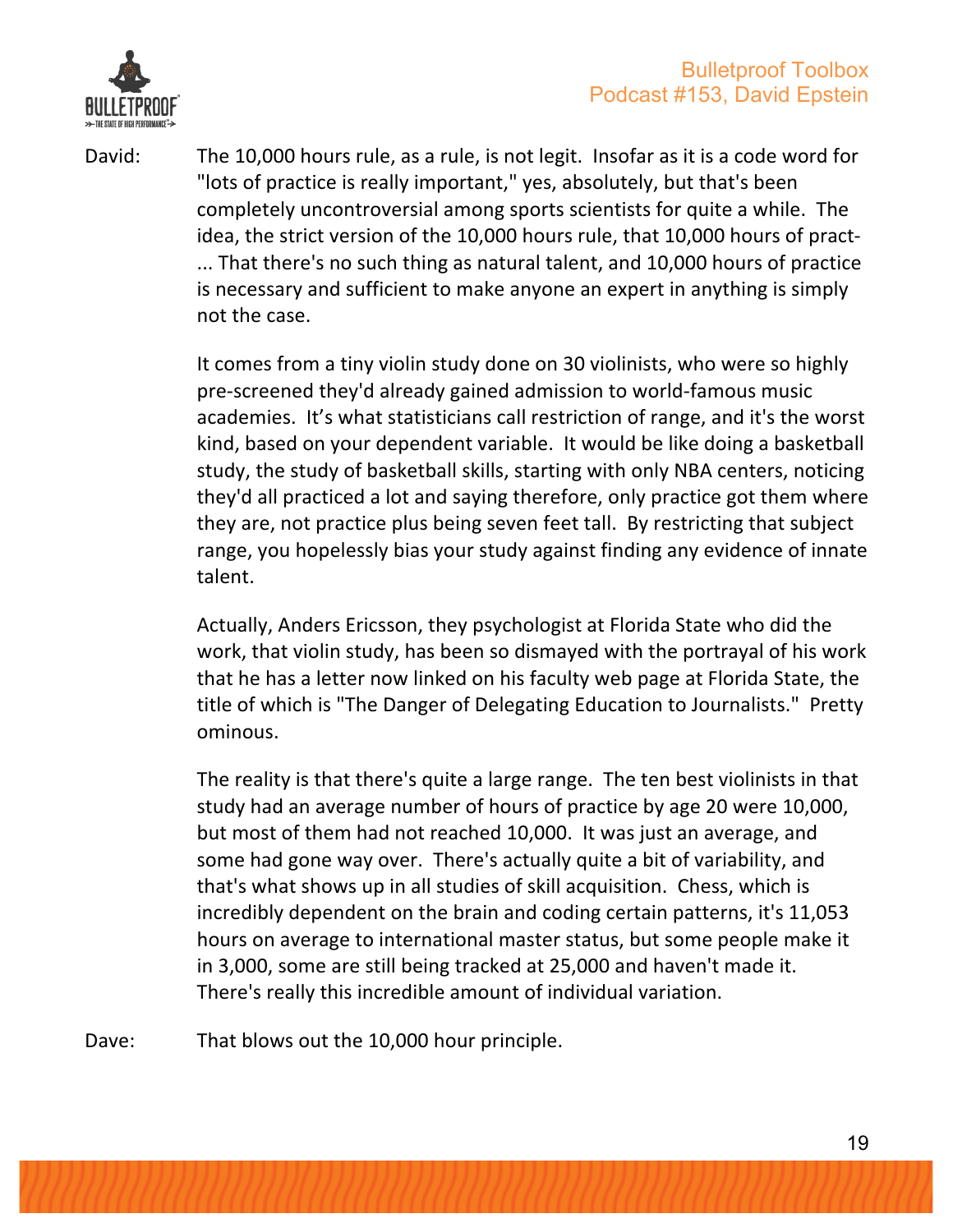David: The 10,000 hours rule, as a rule, is not legit. Insofar as it is a code word for "lots of practice is really important," yes, absolutely, but that's been completely uncontroversial among sports scientists for quite a while. The idea, the strict version of the 10,000 hours rule, that 10,000 hours of pract- ... That there's no such thing as natural talent, and 10,000 hours of practice is necessary and sufficient to make anyone an expert in anything is simply not the case.

It comes from a tiny violin study done on 30 violinists, who were so highly pre-screened they'd already gained admission to world-famous music academies. It's what statisticians call restriction of range, and it's the worst kind, based on your dependent variable. It would be like doing a basketball study, the study of basketball skills, starting with only NBA centers, noticing they'd all practiced a lot and saying therefore, only practice got them where they are, not practice plus being seven feet tall. By restricting that subject range, you hopelessly bias your study against finding any evidence of innate talent.

Actually, Anders Ericsson, they psychologist at Florida State who did the work, that violin study, has been so dismayed with the portrayal of his work that he has a letter now linked on his faculty web page at Florida State, the title of which is "The Danger of Delegating Education to Journalists." Pretty ominous.

The reality is that there's quite a large range. The ten best violinists in that study had an average number of hours of practice by age 20 were 10,000, but most of them had not reached 10,000. It was just an average, and some had gone way over. There's actually quite a bit of variability, and that's what shows up in all studies of skill acquisition. Chess, which is incredibly dependent on the brain and coding certain patterns, it's 11,053 hours on average to international master status, but some people make it in 3,000, some are still being tracked at 25,000 and haven't made it. There's really this incredible amount of individual variation.

Dave: That blows out the 10,000 hour principle.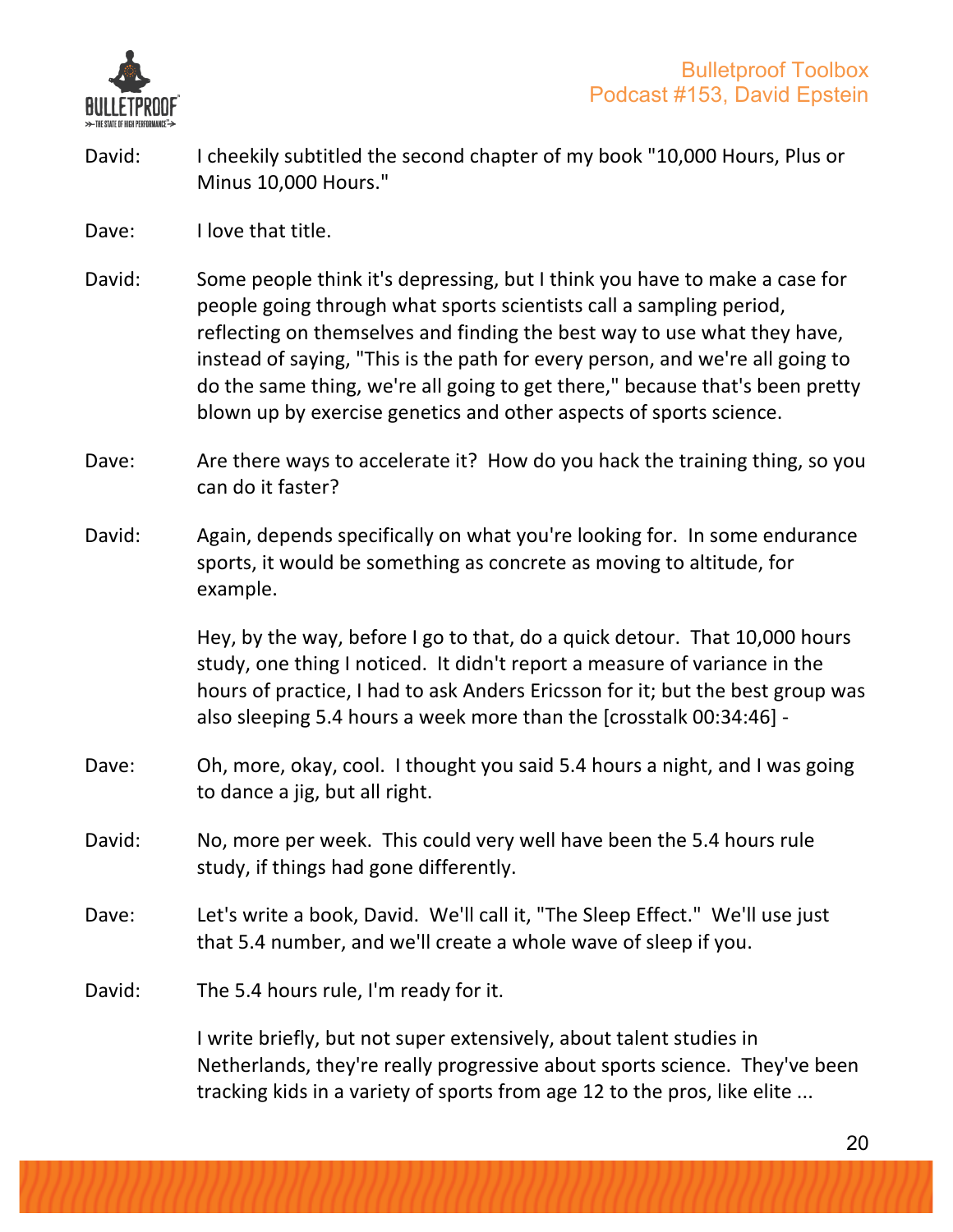David: I cheekily subtitled the second chapter of my book "10,000 Hours, Plus or Minus 10,000 Hours."

Dave: I love that title.

David: Some people think it's depressing, but I think you have to make a case for people going through what sports scientists call a sampling period, reflecting on themselves and finding the best way to use what they have, instead of saying, "This is the path for every person, and we're all going to do the same thing, we're all going to get there," because that's been pretty blown up by exercise genetics and other aspects of sports science.

Dave: Are there ways to accelerate it? How do you hack the training thing, so you can do it faster?

David: Again, depends specifically on what you're looking for. In some endurance sports, it would be something as concrete as moving to altitude, for example.

Hey, by the way, before I go to that, do a quick detour. That 10,000 hours study, one thing I noticed. It didn't report a measure of variance in the hours of practice, I had to ask Anders Ericsson for it; but the best group was also sleeping 5.4 hours a week more than the [crosstalk 00:34:46] -

Dave: Oh, more, okay, cool. I thought you said 5.4 hours a night, and I was going to dance a jig, but all right.

David: No, more per week. This could very well have been the 5.4 hours rule study, if things had gone differently.

Dave: Let's write a book, David. We'll call it, "The Sleep Effect." We'll use just that 5.4 number, and we'll create a whole wave of sleep if you.

David: The 5.4 hours rule, I'm ready for it.

I write briefly, but not super extensively, about talent studies in Netherlands, they're really progressive about sports science. They've been tracking kids in a variety of sports from age 12 to the pros, like elite ...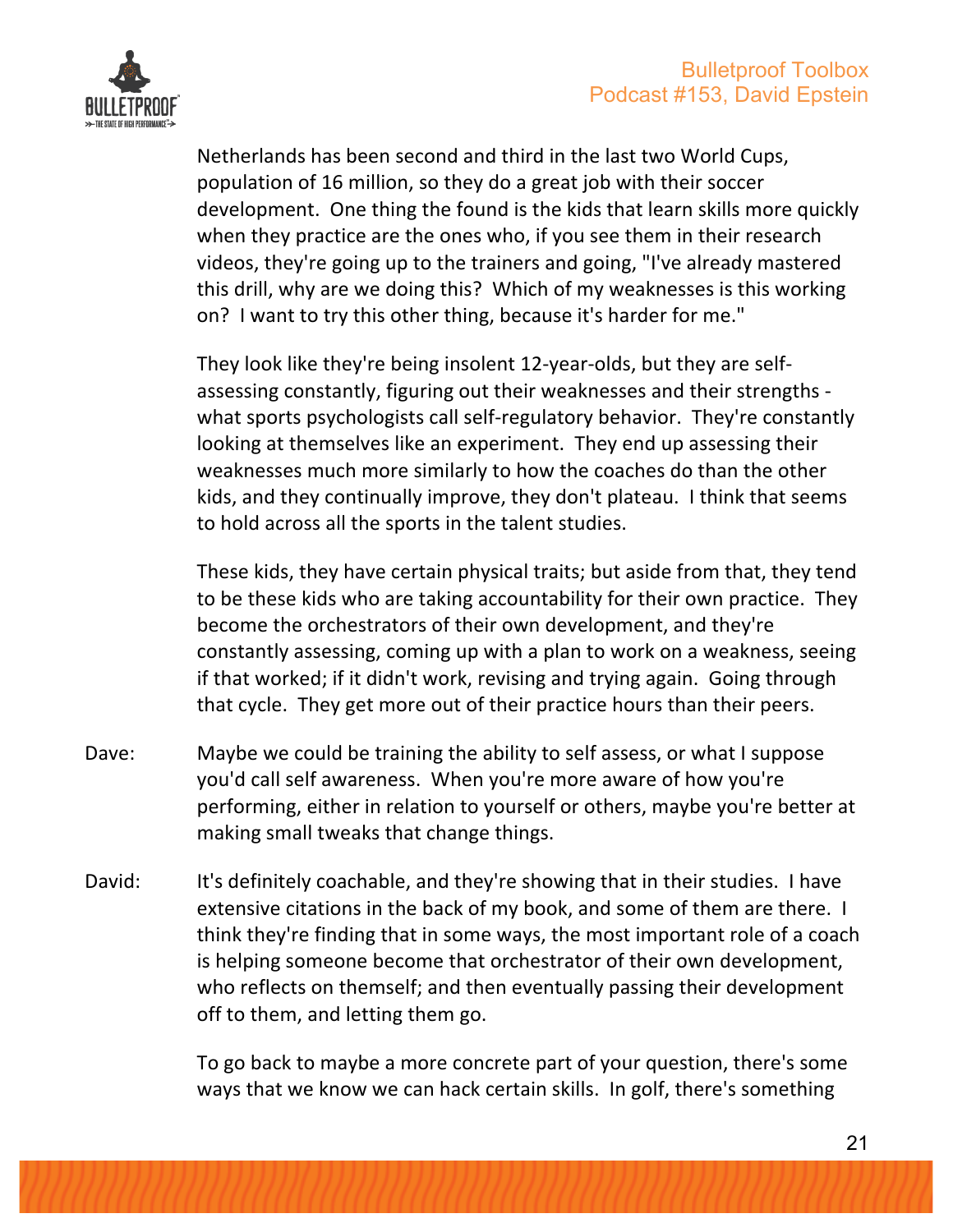Netherlands has been second and third in the last two World Cups, population of 16 million, so they do a great job with their soccer development. One thing the found is the kids that learn skills more quickly when they practice are the ones who, if you see them in their research videos, they're going up to the trainers and going, "I've already mastered this drill, why are we doing this? Which of my weaknesses is this working on? I want to try this other thing, because it's harder for me."

They look like they're being insolent 12-year-olds, but they are self-assessing constantly, figuring out their weaknesses and their strengths - what sports psychologists call self-regulatory behavior. They're constantly looking at themselves like an experiment. They end up assessing their weaknesses much more similarly to how the coaches do than the other kids, and they continually improve, they don't plateau. I think that seems to hold across all the sports in the talent studies.

These kids, they have certain physical traits; but aside from that, they tend to be these kids who are taking accountability for their own practice. They become the orchestrators of their own development, and they're constantly assessing, coming up with a plan to work on a weakness, seeing if that worked; if it didn't work, revising and trying again. Going through that cycle. They get more out of their practice hours than their peers.

Dave: Maybe we could be training the ability to self assess, or what I suppose you'd call self awareness. When you're more aware of how you're performing, either in relation to yourself or others, maybe you're better at making small tweaks that change things.

David: It's definitely coachable, and they're showing that in their studies. I have extensive citations in the back of my book, and some of them are there. I think they're finding that in some ways, the most important role of a coach is helping someone become that orchestrator of their own development, who reflects on themself; and then eventually passing their development off to them, and letting them go.

To go back to maybe a more concrete part of your question, there's some ways that we know we can hack certain skills. In golf, there's something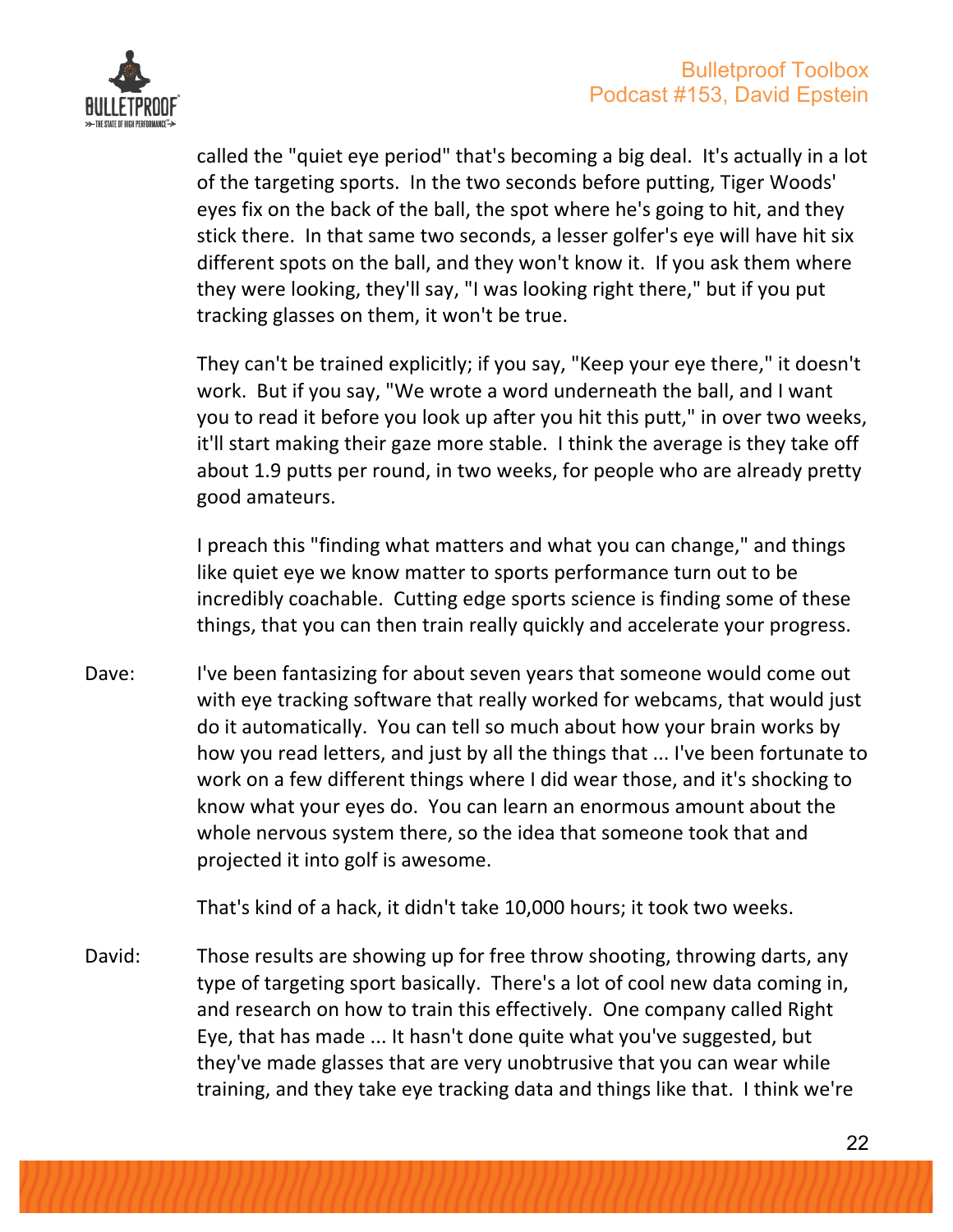called the "quiet eye period" that's becoming a big deal. It's actually in a lot of the targeting sports. In the two seconds before putting, Tiger Woods' eyes fix on the back of the ball, the spot where he's going to hit, and they stick there. In that same two seconds, a lesser golfer's eye will have hit six different spots on the ball, and they won't know it. If you ask them where they were looking, they'll say, "I was looking right there," but if you put tracking glasses on them, it won't be true.

They can't be trained explicitly; if you say, "Keep your eye there," it doesn't work. But if you say, "We wrote a word underneath the ball, and I want you to read it before you look up after you hit this putt," in over two weeks, it'll start making their gaze more stable. I think the average is they take off about 1.9 putts per round, in two weeks, for people who are already pretty good amateurs.

I preach this "finding what matters and what you can change," and things like quiet eye we know matter to sports performance turn out to be incredibly coachable. Cutting edge sports science is finding some of these things, that you can then train really quickly and accelerate your progress.

Dave: I've been fantasizing for about seven years that someone would come out with eye tracking software that really worked for webcams, that would just do it automatically. You can tell so much about how your brain works by how you read letters, and just by all the things that ... I've been fortunate to work on a few different things where I did wear those, and it's shocking to know what your eyes do. You can learn an enormous amount about the whole nervous system there, so the idea that someone took that and projected it into golf is awesome.

That's kind of a hack, it didn't take 10,000 hours; it took two weeks.

David: Those results are showing up for free throw shooting, throwing darts, any type of targeting sport basically. There's a lot of cool new data coming in, and research on how to train this effectively. One company called Right Eye, that has made ... It hasn't done quite what you've suggested, but they've made glasses that are very unobtrusive that you can wear while training, and they take eye tracking data and things like that. I think we're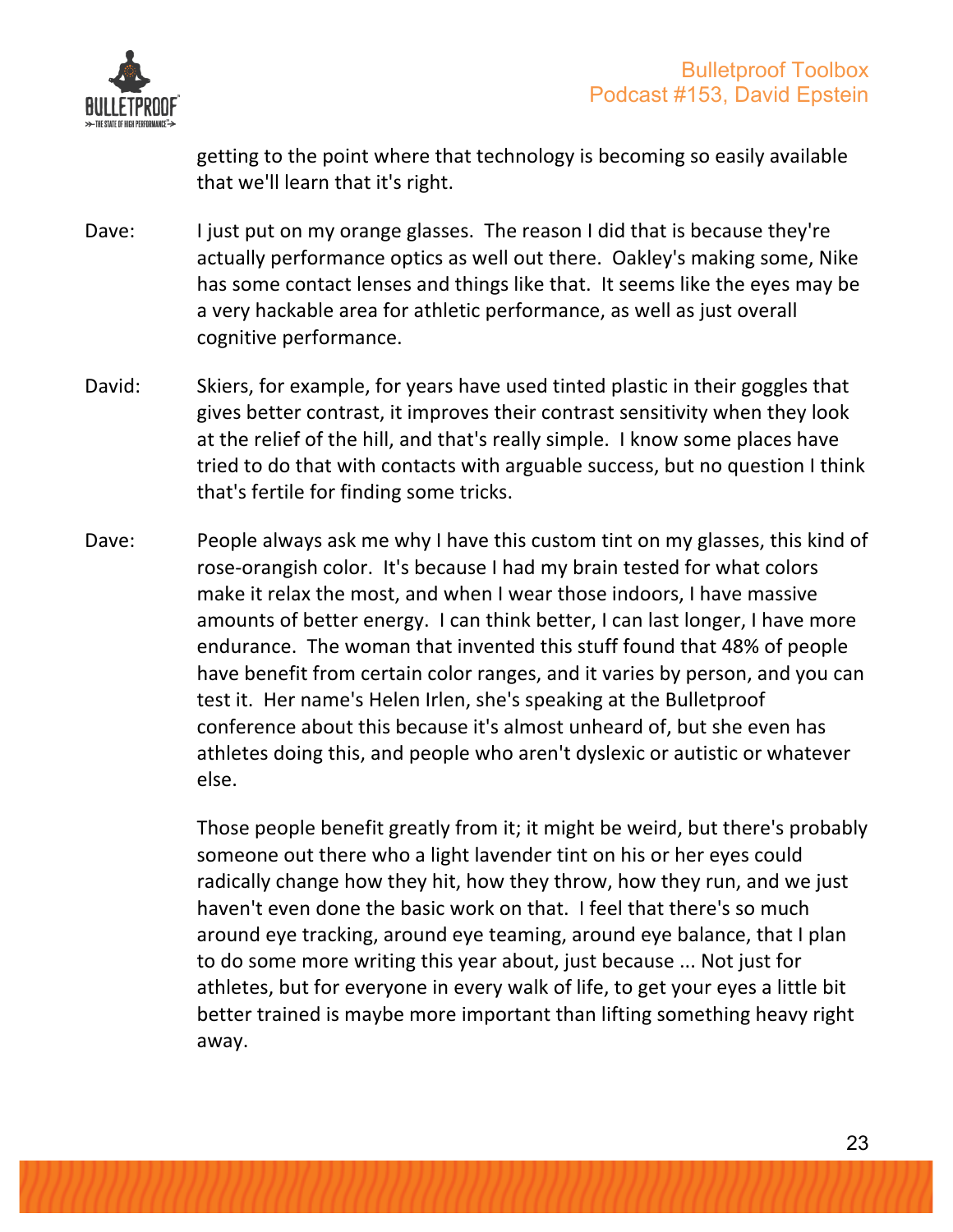getting to the point where that technology is becoming so easily available that we'll learn that it's right.

Dave: I just put on my orange glasses. The reason I did that is because they're actually performance optics as well out there. Oakley's making some, Nike has some contact lenses and things like that. It seems like the eyes may be a very hackable area for athletic performance, as well as just overall cognitive performance.

David: Skiers, for example, for years have used tinted plastic in their goggles that gives better contrast, it improves their contrast sensitivity when they look at the relief of the hill, and that's really simple. I know some places have tried to do that with contacts with arguable success, but no question I think that's fertile for finding some tricks.

Dave: People always ask me why I have this custom tint on my glasses, this kind of rose-orangish color. It's because I had my brain tested for what colors make it relax the most, and when I wear those indoors, I have massive amounts of better energy. I can think better, I can last longer, I have more endurance. The woman that invented this stuff found that 48% of people have benefit from certain color ranges, and it varies by person, and you can test it. Her name's Helen Irlen, she's speaking at the Bulletproof conference about this because it's almost unheard of, but she even has athletes doing this, and people who aren't dyslexic or autistic or whatever else.

Those people benefit greatly from it; it might be weird, but there's probably someone out there who a light lavender tint on his or her eyes could radically change how they hit, how they throw, how they run, and we just haven't even done the basic work on that. I feel that there's so much around eye tracking, around eye teaming, around eye balance, that I plan to do some more writing this year about, just because ... Not just for athletes, but for everyone in every walk of life, to get your eyes a little bit better trained is maybe more important than lifting something heavy right away.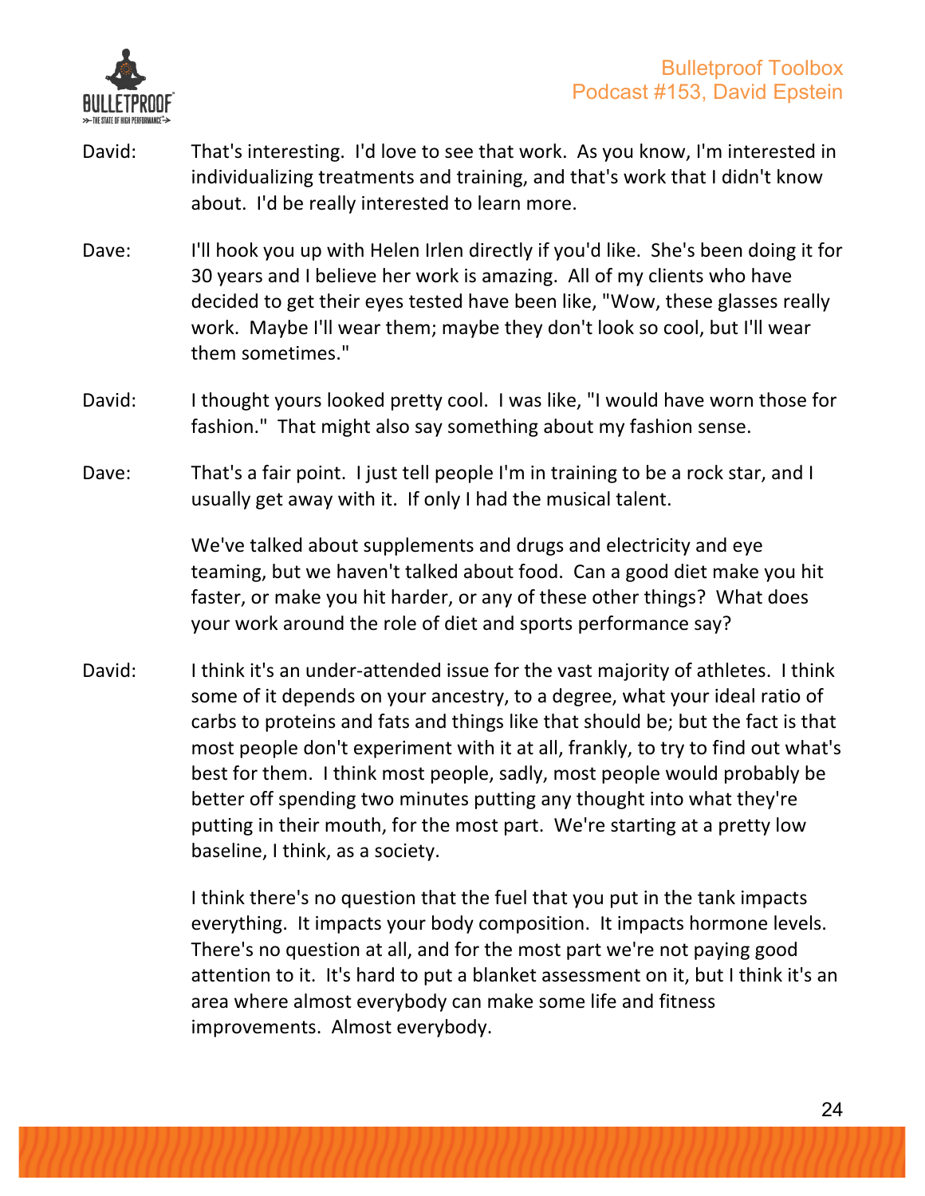David: That's interesting. I'd love to see that work. As you know, I'm interested in individualizing treatments and training, and that's work that I didn't know about. I'd be really interested to learn more.

Dave: I'll hook you up with Helen Irlen directly if you'd like. She's been doing it for 30 years and I believe her work is amazing. All of my clients who have decided to get their eyes tested have been like, "Wow, these glasses really work. Maybe I'll wear them; maybe they don't look so cool, but I'll wear them sometimes."

David: I thought yours looked pretty cool. I was like, "I would have worn those for fashion." That might also say something about my fashion sense.

Dave: That's a fair point. I just tell people I'm in training to be a rock star, and I usually get away with it. If only I had the musical talent.

We've talked about supplements and drugs and electricity and eye teaming, but we haven't talked about food. Can a good diet make you hit faster, or make you hit harder, or any of these other things? What does your work around the role of diet and sports performance say?

David: I think it's an under-attended issue for the vast majority of athletes. I think some of it depends on your ancestry, to a degree, what your ideal ratio of carbs to proteins and fats and things like that should be; but the fact is that most people don't experiment with it at all, frankly, to try to find out what's best for them. I think most people, sadly, most people would probably be better off spending two minutes putting any thought into what they're putting in their mouth, for the most part. We're starting at a pretty low baseline, I think, as a society.

I think there's no question that the fuel that you put in the tank impacts everything. It impacts your body composition. It impacts hormone levels. There's no question at all, and for the most part we're not paying good attention to it. It's hard to put a blanket assessment on it, but I think it's an area where almost everybody can make some life and fitness improvements. Almost everybody.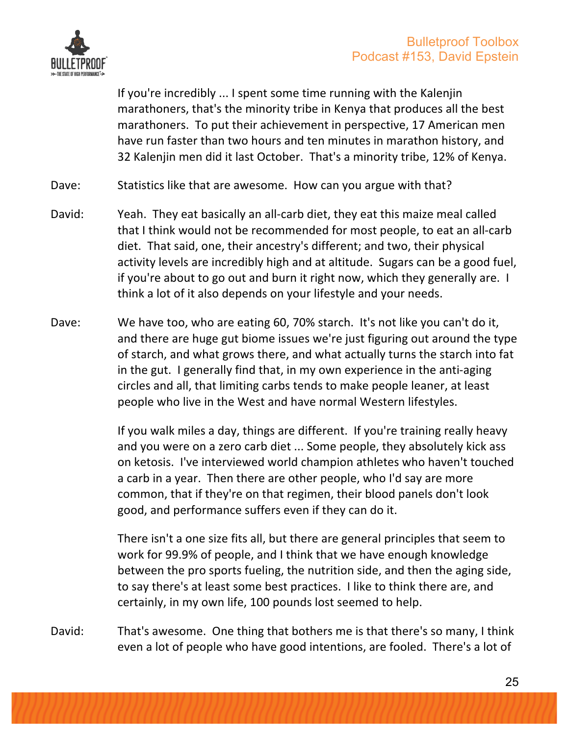If you're incredibly ... I spent some time running with the Kalenjin marathoners, that's the minority tribe in Kenya that produces all the best marathoners. To put their achievement in perspective, 17 American men have run faster than two hours and ten minutes in marathon history, and 32 Kalenjin men did it last October. That's a minority tribe, 12% of Kenya.

Dave: Statistics like that are awesome. How can you argue with that?

David: Yeah. They eat basically an all-carb diet, they eat this maize meal called that I think would not be recommended for most people, to eat an all-carb diet. That said, one, their ancestry's different; and two, their physical activity levels are incredibly high and at altitude. Sugars can be a good fuel, if you're about to go out and burn it right now, which they generally are. I think a lot of it also depends on your lifestyle and your needs.

Dave: We have too, who are eating 60, 70% starch. It's not like you can't do it, and there are huge gut biome issues we're just figuring out around the type of starch, and what grows there, and what actually turns the starch into fat in the gut. I generally find that, in my own experience in the anti-aging circles and all, that limiting carbs tends to make people leaner, at least people who live in the West and have normal Western lifestyles.

If you walk miles a day, things are different. If you're training really heavy and you were on a zero carb diet ... Some people, they absolutely kick ass on ketosis. I've interviewed world champion athletes who haven't touched a carb in a year. Then there are other people, who I'd say are more common, that if they're on that regimen, their blood panels don't look good, and performance suffers even if they can do it.

There isn't a one size fits all, but there are general principles that seem to work for 99.9% of people, and I think that we have enough knowledge between the pro sports fueling, the nutrition side, and then the aging side, to say there's at least some best practices. I like to think there are, and certainly, in my own life, 100 pounds lost seemed to help.

David: That's awesome. One thing that bothers me is that there's so many, I think even a lot of people who have good intentions, are fooled. There's a lot of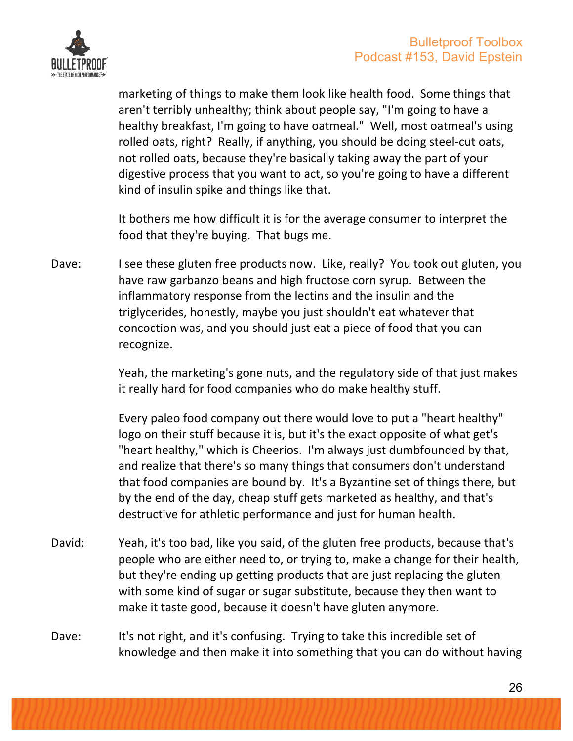marketing of things to make them look like health food. Some things that aren't terribly unhealthy; think about people say, "I'm going to have a healthy breakfast, I'm going to have oatmeal." Well, most oatmeal's using rolled oats, right? Really, if anything, you should be doing steel-cut oats, not rolled oats, because they're basically taking away the part of your digestive process that you want to act, so you're going to have a different kind of insulin spike and things like that.

It bothers me how difficult it is for the average consumer to interpret the food that they're buying. That bugs me.

Dave: I see these gluten free products now. Like, really? You took out gluten, you have raw garbanzo beans and high fructose corn syrup. Between the inflammatory response from the lectins and the insulin and the triglycerides, honestly, maybe you just shouldn't eat whatever that concoction was, and you should just eat a piece of food that you can recognize.

Yeah, the marketing's gone nuts, and the regulatory side of that just makes it really hard for food companies who do make healthy stuff.

Every paleo food company out there would love to put a "heart healthy" logo on their stuff because it is, but it's the exact opposite of what get's "heart healthy," which is Cheerios. I'm always just dumbfounded by that, and realize that there's so many things that consumers don't understand that food companies are bound by. It's a Byzantine set of things there, but by the end of the day, cheap stuff gets marketed as healthy, and that's destructive for athletic performance and just for human health.

David: Yeah, it's too bad, like you said, of the gluten free products, because that's people who are either need to, or trying to, make a change for their health, but they're ending up getting products that are just replacing the gluten with some kind of sugar or sugar substitute, because they then want to make it taste good, because it doesn't have gluten anymore.

Dave: It's not right, and it's confusing. Trying to take this incredible set of knowledge and then make it into something that you can do without having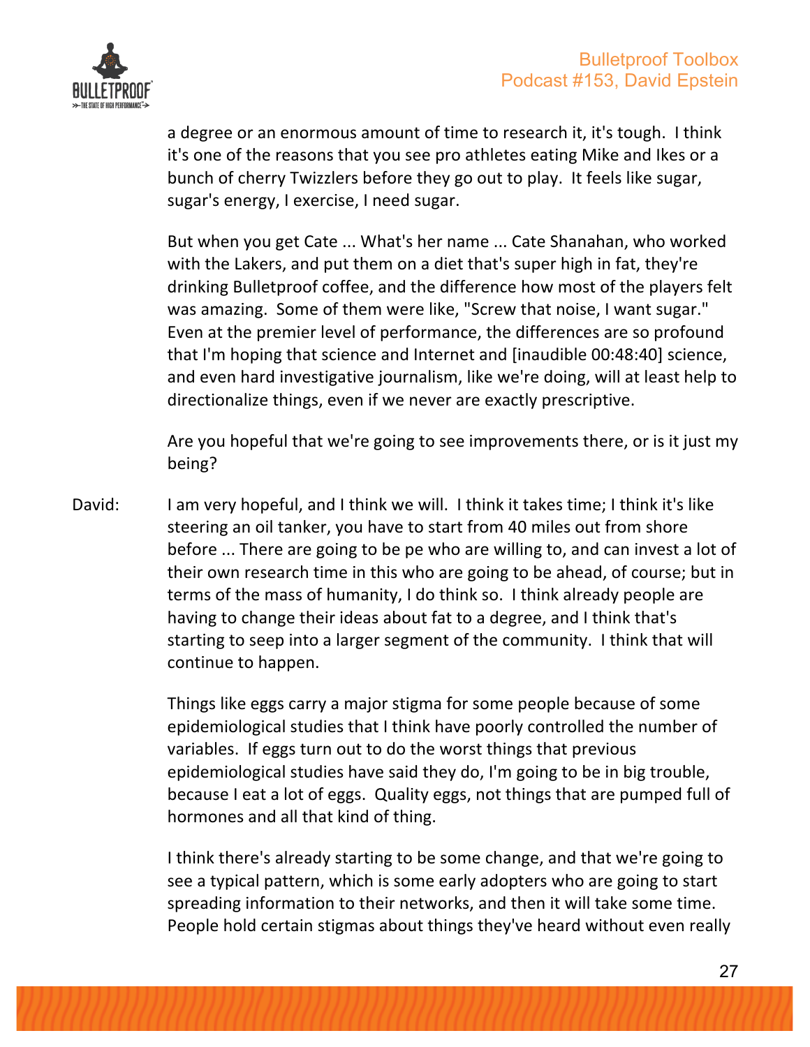a degree or an enormous amount of time to research it, it's tough. I think it's one of the reasons that you see pro athletes eating Mike and Ikes or a bunch of cherry Twizzlers before they go out to play. It feels like sugar, sugar's energy, I exercise, I need sugar.

But when you get Cate ... What's her name ... Cate Shanahan, who worked with the Lakers, and put them on a diet that's super high in fat, they're drinking Bulletproof coffee, and the difference how most of the players felt was amazing. Some of them were like, "Screw that noise, I want sugar." Even at the premier level of performance, the differences are so profound that I'm hoping that science and Internet and [inaudible 00:48:40] science, and even hard investigative journalism, like we're doing, will at least help to directionalize things, even if we never are exactly prescriptive.

Are you hopeful that we're going to see improvements there, or is it just my being?

David: I am very hopeful, and I think we will. I think it takes time; I think it's like steering an oil tanker, you have to start from 40 miles out from shore before ... There are going to be pe who are willing to, and can invest a lot of their own research time in this who are going to be ahead, of course; but in terms of the mass of humanity, I do think so. I think already people are having to change their ideas about fat to a degree, and I think that's starting to seep into a larger segment of the community. I think that will continue to happen.

Things like eggs carry a major stigma for some people because of some epidemiological studies that I think have poorly controlled the number of variables. If eggs turn out to do the worst things that previous epidemiological studies have said they do, I'm going to be in big trouble, because I eat a lot of eggs. Quality eggs, not things that are pumped full of hormones and all that kind of thing.

I think there's already starting to be some change, and that we're going to see a typical pattern, which is some early adopters who are going to start spreading information to their networks, and then it will take some time. People hold certain stigmas about things they've heard without even really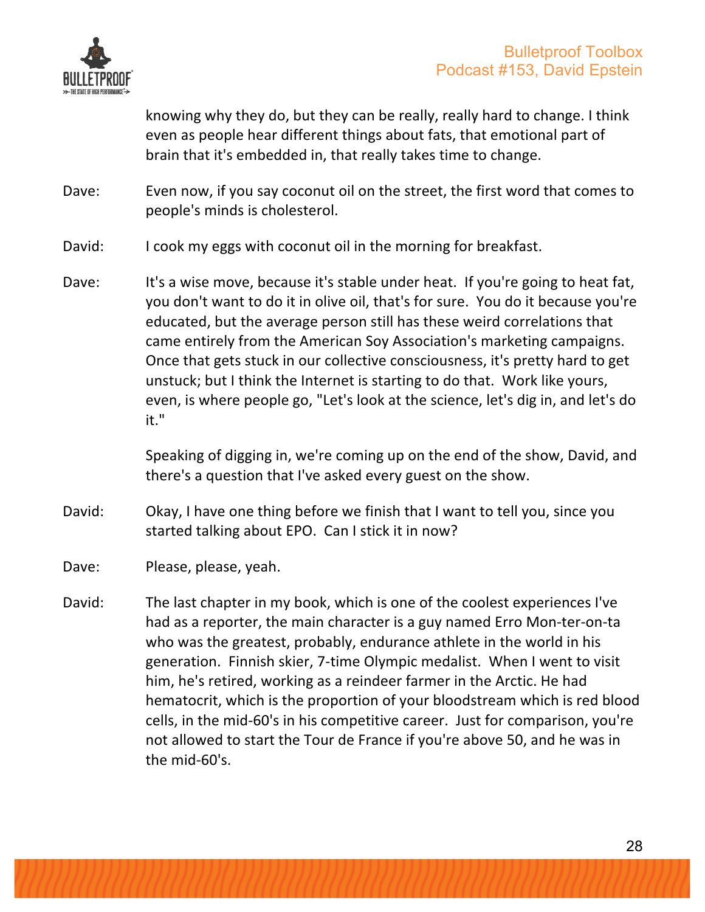knowing why they do, but they can be really, really hard to change. I think even as people hear different things about fats, that emotional part of brain that it's embedded in, that really takes time to change.

Dave: Even now, if you say coconut oil on the street, the first word that comes to people's minds is cholesterol.

David: I cook my eggs with coconut oil in the morning for breakfast.

Dave: It's a wise move, because it's stable under heat. If you're going to heat fat, you don't want to do it in olive oil, that's for sure. You do it because you're educated, but the average person still has these weird correlations that came entirely from the American Soy Association's marketing campaigns. Once that gets stuck in our collective consciousness, it's pretty hard to get unstuck; but I think the Internet is starting to do that. Work like yours, even, is where people go, "Let's look at the science, let's dig in, and let's do it."

Speaking of digging in, we're coming up on the end of the show, David, and there's a question that I've asked every guest on the show.

David: Okay, I have one thing before we finish that I want to tell you, since you started talking about EPO. Can I stick it in now?

Dave: Please, please, yeah.

David: The last chapter in my book, which is one of the coolest experiences I've had as a reporter, the main character is a guy named Erro Mon-ter-on-ta who was the greatest, probably, endurance athlete in the world in his generation. Finnish skier, 7-time Olympic medalist. When I went to visit him, he's retired, working as a reindeer farmer in the Arctic. He had hematocrit, which is the proportion of your bloodstream which is red blood cells, in the mid-60's in his competitive career. Just for comparison, you're not allowed to start the Tour de France if you're above 50, and he was in the mid-60's.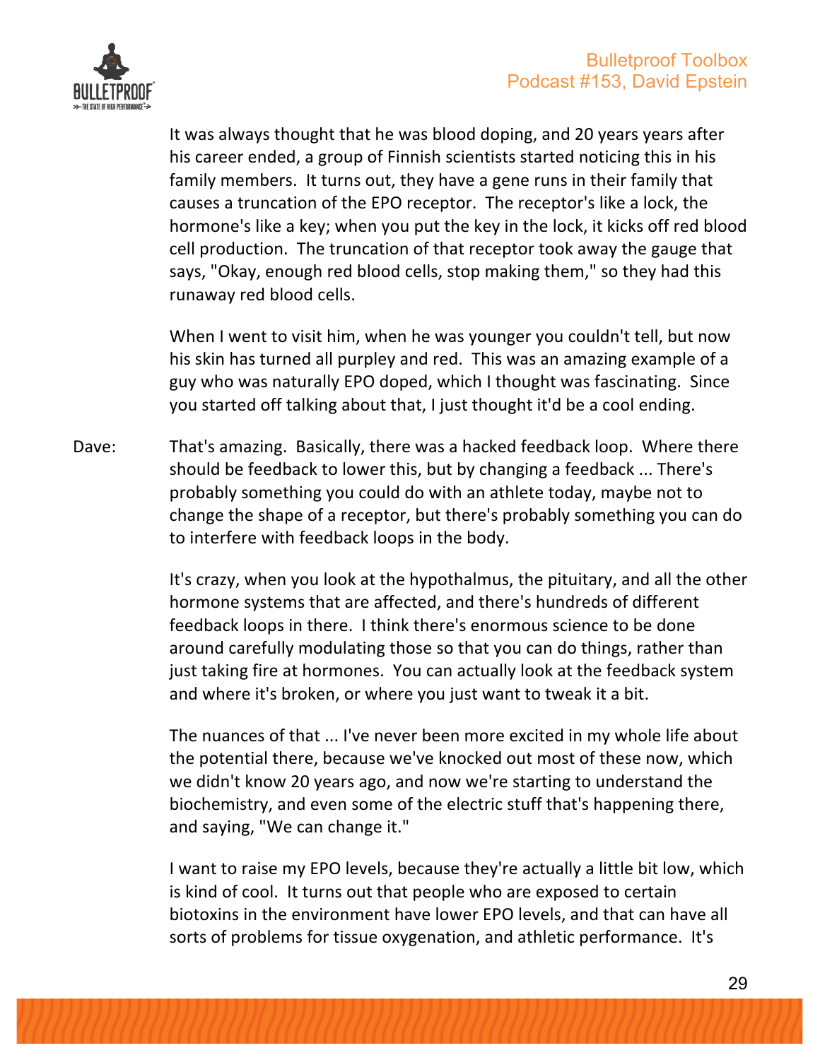It was always thought that he was blood doping, and 20 years years after his career ended, a group of Finnish scientists started noticing this in his family members. It turns out, they have a gene runs in their family that causes a truncation of the EPO receptor. The receptor's like a lock, the hormone's like a key; when you put the key in the lock, it kicks off red blood cell production. The truncation of that receptor took away the gauge that says, "Okay, enough red blood cells, stop making them," so they had this runaway red blood cells.

When I went to visit him, when he was younger you couldn't tell, but now his skin has turned all purpley and red. This was an amazing example of a guy who was naturally EPO doped, which I thought was fascinating. Since you started off talking about that, I just thought it'd be a cool ending.

Dave: That's amazing. Basically, there was a hacked feedback loop. Where there should be feedback to lower this, but by changing a feedback ... There's probably something you could do with an athlete today, maybe not to change the shape of a receptor, but there's probably something you can do to interfere with feedback loops in the body.

It's crazy, when you look at the hypothalmus, the pituitary, and all the other hormone systems that are affected, and there's hundreds of different feedback loops in there. I think there's enormous science to be done around carefully modulating those so that you can do things, rather than just taking fire at hormones. You can actually look at the feedback system and where it's broken, or where you just want to tweak it a bit.

The nuances of that ... I've never been more excited in my whole life about the potential there, because we've knocked out most of these now, which we didn't know 20 years ago, and now we're starting to understand the biochemistry, and even some of the electric stuff that's happening there, and saying, "We can change it."

I want to raise my EPO levels, because they're actually a little bit low, which is kind of cool. It turns out that people who are exposed to certain biotoxins in the environment have lower EPO levels, and that can have all sorts of problems for tissue oxygenation, and athletic performance. It's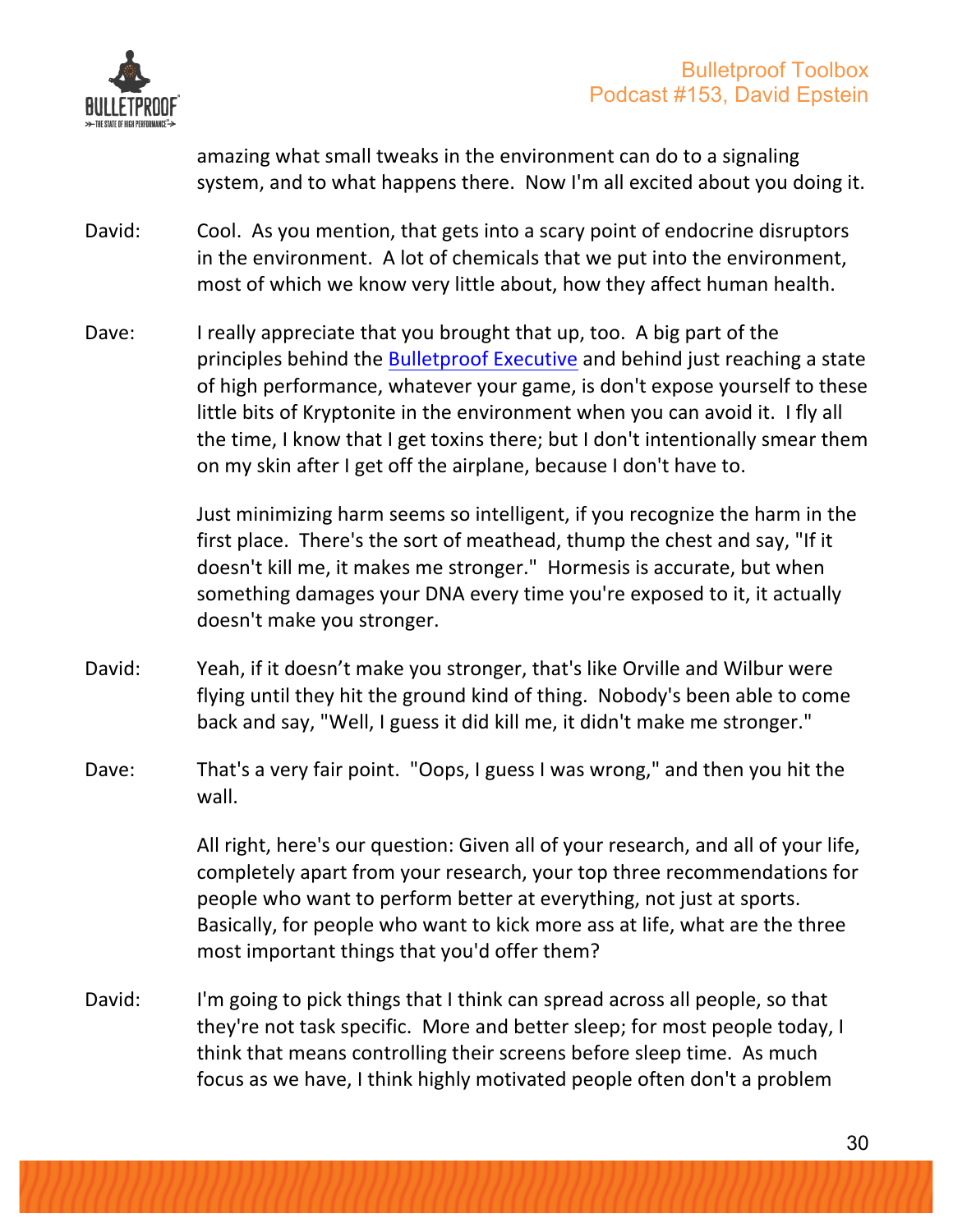amazing what small tweaks in the environment can do to a signaling system, and to what happens there. Now I'm all excited about you doing it.

David: Cool. As you mention, that gets into a scary point of endocrine disruptors in the environment. A lot of chemicals that we put into the environment, most of which we know very little about, how they affect human health.

Dave: I really appreciate that you brought that up, too. A big part of the principles behind the Bulletproof Executive and behind just reaching a state of high performance, whatever your game, is don't expose yourself to these little bits of Kryptonite in the environment when you can avoid it. I fly all the time, I know that I get toxins there; but I don't intentionally smear them on my skin after I get off the airplane, because I don't have to.

Just minimizing harm seems so intelligent, if you recognize the harm in the first place. There's the sort of meathead, thump the chest and say, "If it doesn't kill me, it makes me stronger." Hormesis is accurate, but when something damages your DNA every time you're exposed to it, it actually doesn't make you stronger.

David: Yeah, if it doesn't make you stronger, that's like Orville and Wilbur were flying until they hit the ground kind of thing. Nobody's been able to come back and say, "Well, I guess it did kill me, it didn't make me stronger."

Dave: That's a very fair point. "Oops, I guess I was wrong," and then you hit the wall.

All right, here's our question: Given all of your research, and all of your life, completely apart from your research, your top three recommendations for people who want to perform better at everything, not just at sports. Basically, for people who want to kick more ass at life, what are the three most important things that you'd offer them?

David: I'm going to pick things that I think can spread across all people, so that they're not task specific. More and better sleep; for most people today, I think that means controlling their screens before sleep time. As much focus as we have, I think highly motivated people often don't a problem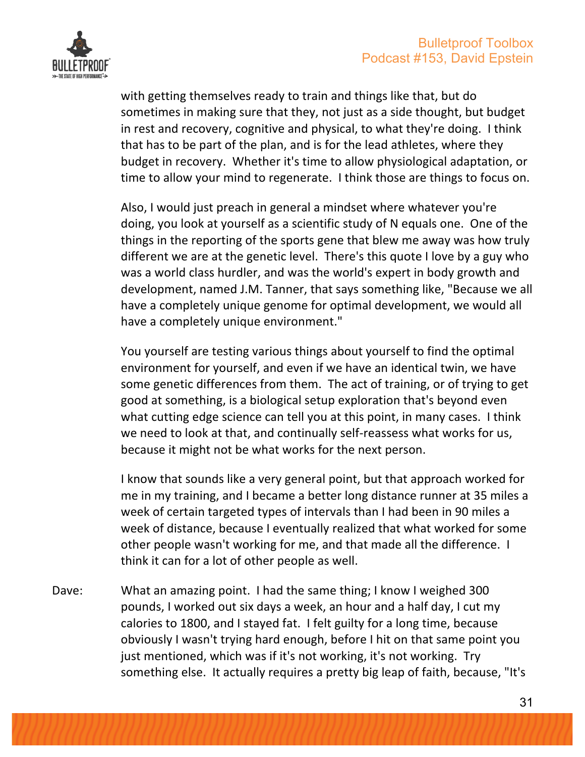with getting themselves ready to train and things like that, but do sometimes in making sure that they, not just as a side thought, but budget in rest and recovery, cognitive and physical, to what they're doing. I think that has to be part of the plan, and is for the lead athletes, where they budget in recovery. Whether it's time to allow physiological adaptation, or time to allow your mind to regenerate. I think those are things to focus on.

Also, I would just preach in general a mindset where whatever you're doing, you look at yourself as a scientific study of N equals one. One of the things in the reporting of the sports gene that blew me away was how truly different we are at the genetic level. There's this quote I love by a guy who was a world class hurdler, and was the world's expert in body growth and development, named J.M. Tanner, that says something like, "Because we all have a completely unique genome for optimal development, we would all have a completely unique environment."

You yourself are testing various things about yourself to find the optimal environment for yourself, and even if we have an identical twin, we have some genetic differences from them. The act of training, or of trying to get good at something, is a biological setup exploration that's beyond even what cutting edge science can tell you at this point, in many cases. I think we need to look at that, and continually self-reassess what works for us, because it might not be what works for the next person.

I know that sounds like a very general point, but that approach worked for me in my training, and I became a better long distance runner at 35 miles a week of certain targeted types of intervals than I had been in 90 miles a week of distance, because I eventually realized that what worked for some other people wasn't working for me, and that made all the difference. I think it can for a lot of other people as well.

Dave: What an amazing point. I had the same thing; I know I weighed 300 pounds, I worked out six days a week, an hour and a half day, I cut my calories to 1800, and I stayed fat. I felt guilty for a long time, because obviously I wasn't trying hard enough, before I hit on that same point you just mentioned, which was if it's not working, it's not working. Try something else. It actually requires a pretty big leap of faith, because, "It's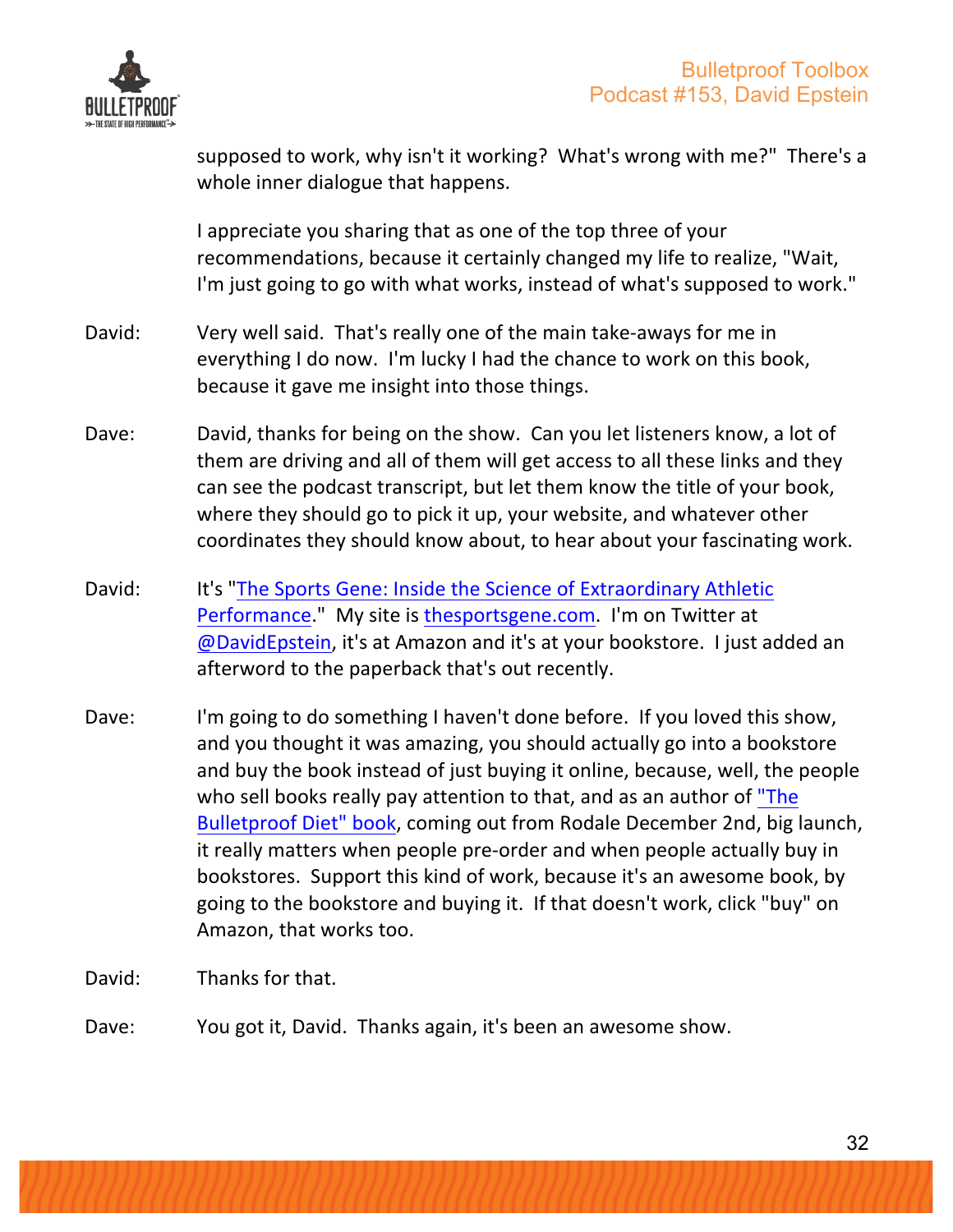supposed to work, why isn't it working? What's wrong with me?" There's a whole inner dialogue that happens.

I appreciate you sharing that as one of the top three of your recommendations, because it certainly changed my life to realize, "Wait, I'm just going to go with what works, instead of what's supposed to work."

David: Very well said. That's really one of the main take-aways for me in everything I do now. I'm lucky I had the chance to work on this book, because it gave me insight into those things.

Dave: David, thanks for being on the show. Can you let listeners know, a lot of them are driving and all of them will get access to all these links and they can see the podcast transcript, but let them know the title of your book, where they should go to pick it up, your website, and whatever other coordinates they should know about, to hear about your fascinating work.

David: It's "The Sports Gene: Inside the Science of Extraordinary Athletic Performance." My site is thesportsgene.com. I'm on Twitter at @DavidEpstein, it's at Amazon and it's at your bookstore. I just added an afterword to the paperback that's out recently.

Dave: I'm going to do something I haven't done before. If you loved this show, and you thought it was amazing, you should actually go into a bookstore and buy the book instead of just buying it online, because, well, the people who sell books really pay attention to that, and as an author of "The Bulletproof Diet" book, coming out from Rodale December 2nd, big launch, it really matters when people pre-order and when people actually buy in bookstores. Support this kind of work, because it's an awesome book, by going to the bookstore and buying it. If that doesn't work, click "buy" on Amazon, that works too.

David: Thanks for that.

Dave: You got it, David. Thanks again, it's been an awesome show.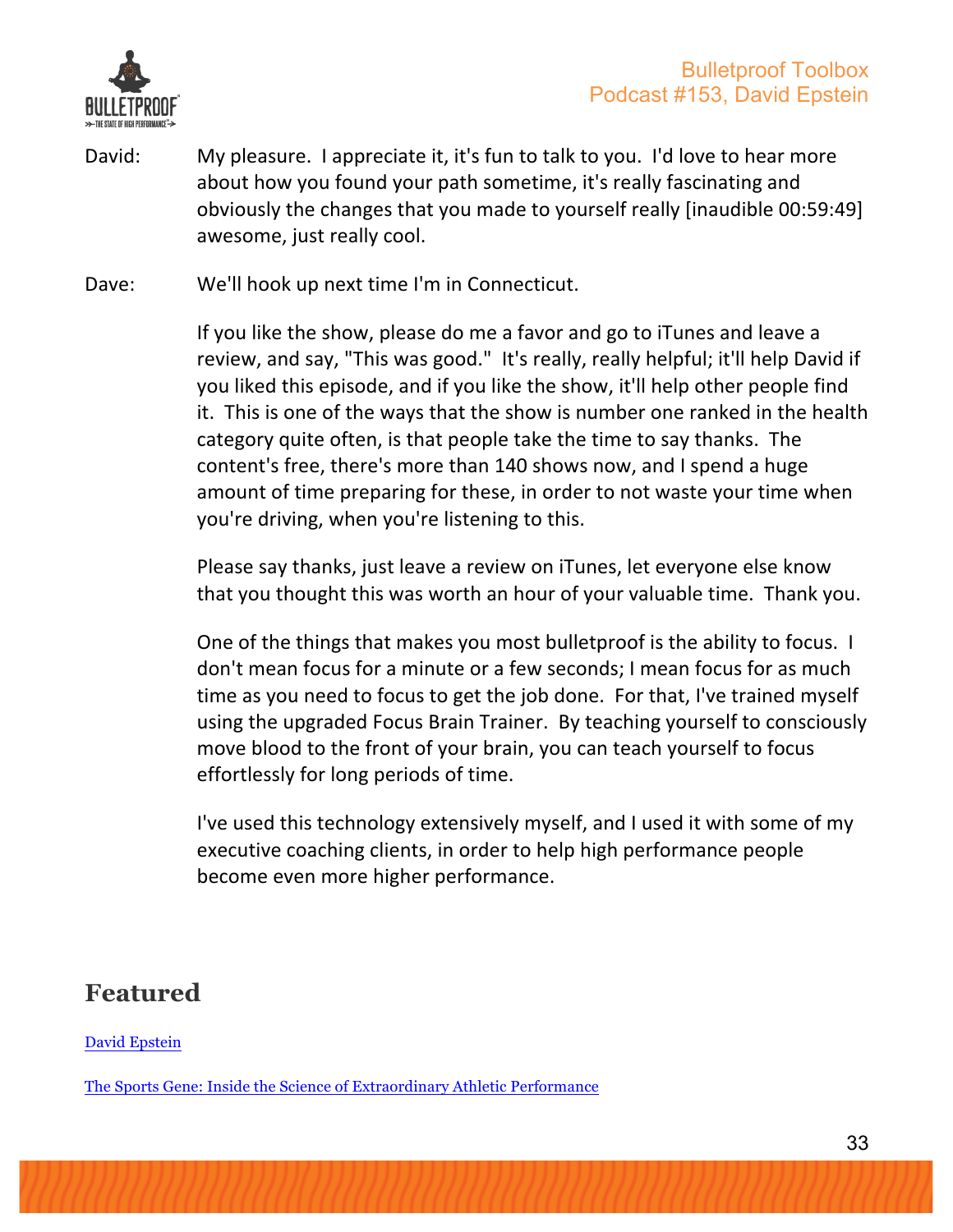David: My pleasure. I appreciate it, it's fun to talk to you. I'd love to hear more about how you found your path sometime, it's really fascinating and obviously the changes that you made to yourself really [inaudible 00:59:49] awesome, just really cool.

Dave: We'll hook up next time I'm in Connecticut.

If you like the show, please do me a favor and go to iTunes and leave a review, and say, "This was good." It's really, really helpful; it'll help David if you liked this episode, and if you like the show, it'll help other people find it. This is one of the ways that the show is number one ranked in the health category quite often, is that people take the time to say thanks. The content's free, there's more than 140 shows now, and I spend a huge amount of time preparing for these, in order to not waste your time when you're driving, when you're listening to this.

Please say thanks, just leave a review on iTunes, let everyone else know that you thought this was worth an hour of your valuable time. Thank you.

One of the things that makes you most bulletproof is the ability to focus. I don't mean focus for a minute or a few seconds; I mean focus for as much time as you need to focus to get the job done. For that, I've trained myself using the upgraded Focus Brain Trainer. By teaching yourself to consciously move blood to the front of your brain, you can teach yourself to focus effortlessly for long periods of time.

I've used this technology extensively myself, and I used it with some of my executive coaching clients, in order to help high performance people become even more higher performance.

## Featured

David Epstein

The Sports Gene: Inside the Science of Extraordinary Athletic Performance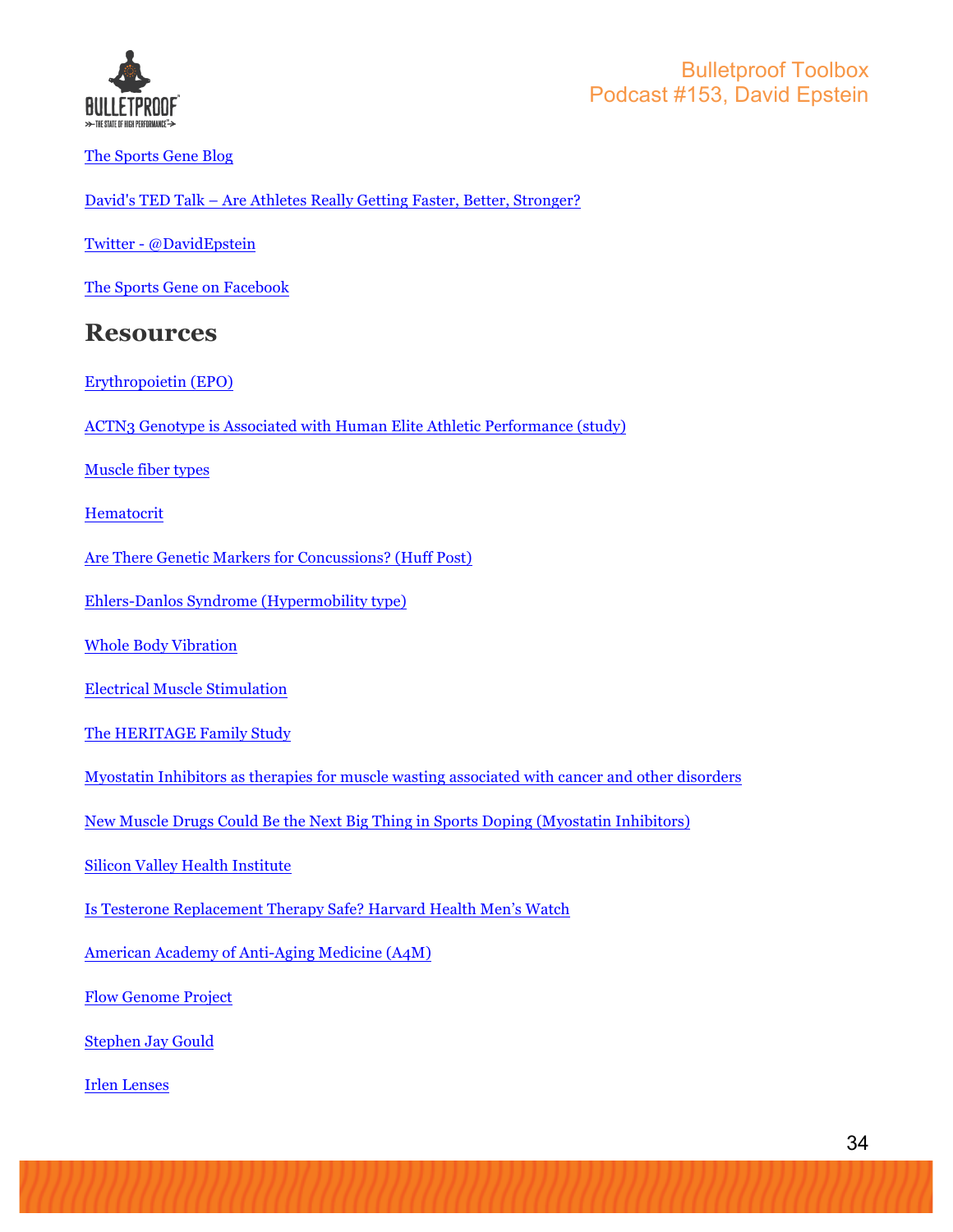The Sports Gene Blog

David's TED Talk – Are Athletes Really Getting Faster, Better, Stronger?

Twitter - @DavidEpstein

The Sports Gene on Facebook

## Resources

Erythropoietin (EPO)

ACTN3 Genotype is Associated with Human Elite Athletic Performance (study)

Muscle fiber types

Hematocrit

Are There Genetic Markers for Concussions? (Huff Post)

Ehlers-Danlos Syndrome (Hypermobility type)

Whole Body Vibration

Electrical Muscle Stimulation

The HERITAGE Family Study

Myostatin Inhibitors as therapies for muscle wasting associated with cancer and other disorders

New Muscle Drugs Could Be the Next Big Thing in Sports Doping (Myostatin Inhibitors)

Silicon Valley Health Institute

Is Testerone Replacement Therapy Safe? Harvard Health Men's Watch

American Academy of Anti-Aging Medicine (A4M)

Flow Genome Project

Stephen Jay Gould

Irlen Lenses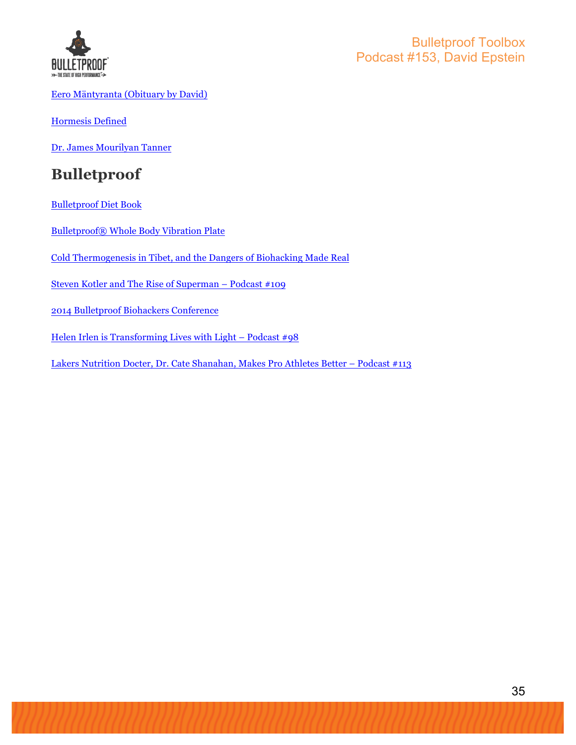Eero Mäntyranta (Obituary by David)

Hormesis Defined

Dr. James Mourilyan Tanner

## Bulletproof

Bulletproof Diet Book

Bulletproof® Whole Body Vibration Plate

Cold Thermogenesis in Tibet, and the Dangers of Biohacking Made Real

Steven Kotler and The Rise of Superman – Podcast #109

2014 Bulletproof Biohackers Conference

Helen Irlen is Transforming Lives with Light – Podcast #98

Lakers Nutrition Docter, Dr. Cate Shanahan, Makes Pro Athletes Better – Podcast #113